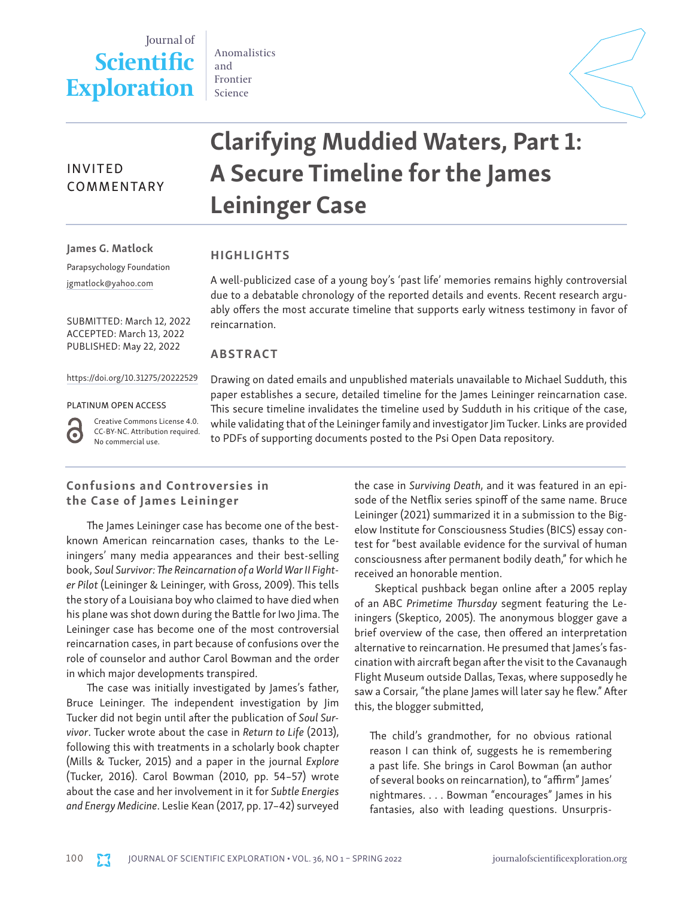Journal of **Scientific Exploration**

Anomalistics and Frontier Science

INVITED COMMENTARY

# Clarifying Muddied Waters, Part 1: A Secure Timeline for the James Leininger Case

**James G. Matlock**

Parapsychology Foundation

jgmatlock@yahoo.com

SUBMITTED: March 12, 2022
ACCEPTED: March 13, 2022
PUBLISHED: May 22, 2022

https://doi.org/10.31275/20222529

PLATINUM OPEN ACCESS

Creative Commons License 4.0. CC-BY-NC. Attribution required. No commercial use.

## HIGHLIGHTS

A well-publicized case of a young boy's 'past life' memories remains highly controversial due to a debatable chronology of the reported details and events. Recent research arguably offers the most accurate timeline that supports early witness testimony in favor of reincarnation.

## ABSTRACT

Drawing on dated emails and unpublished materials unavailable to Michael Sudduth, this paper establishes a secure, detailed timeline for the James Leininger reincarnation case. This secure timeline invalidates the timeline used by Sudduth in his critique of the case, while validating that of the Leininger family and investigator Jim Tucker. Links are provided to PDFs of supporting documents posted to the Psi Open Data repository.

## Confusions and Controversies in the Case of James Leininger

The James Leininger case has become one of the best-known American reincarnation cases, thanks to the Leiningers' many media appearances and their best-selling book, *Soul Survivor: The Reincarnation of a World War II Fighter Pilot* (Leininger & Leininger, with Gross, 2009). This tells the story of a Louisiana boy who claimed to have died when his plane was shot down during the Battle for Iwo Jima. The Leininger case has become one of the most controversial reincarnation cases, in part because of confusions over the role of counselor and author Carol Bowman and the order in which major developments transpired.

The case was initially investigated by James's father, Bruce Leininger. The independent investigation by Jim Tucker did not begin until after the publication of *Soul Survivor*. Tucker wrote about the case in *Return to Life* (2013), following this with treatments in a scholarly book chapter (Mills & Tucker, 2015) and a paper in the journal *Explore* (Tucker, 2016). Carol Bowman (2010, pp. 54–57) wrote about the case and her involvement in it for *Subtle Energies and Energy Medicine*. Leslie Kean (2017, pp. 17–42) surveyed the case in *Surviving Death*, and it was featured in an episode of the Netflix series spinoff of the same name. Bruce Leininger (2021) summarized it in a submission to the Bigelow Institute for Consciousness Studies (BICS) essay contest for "best available evidence for the survival of human consciousness after permanent bodily death," for which he received an honorable mention.

Skeptical pushback began online after a 2005 replay of an ABC *Primetime Thursday* segment featuring the Leiningers (Skeptico, 2005). The anonymous blogger gave a brief overview of the case, then offered an interpretation alternative to reincarnation. He presumed that James's fascination with aircraft began after the visit to the Cavanaugh Flight Museum outside Dallas, Texas, where supposedly he saw a Corsair, "the plane James will later say he flew." After this, the blogger submitted,

> The child's grandmother, for no obvious rational reason I can think of, suggests he is remembering a past life. She brings in Carol Bowman (an author of several books on reincarnation), to "affirm" James' nightmares. . . . Bowman "encourages" James in his fantasies, also with leading questions. Unsurpris-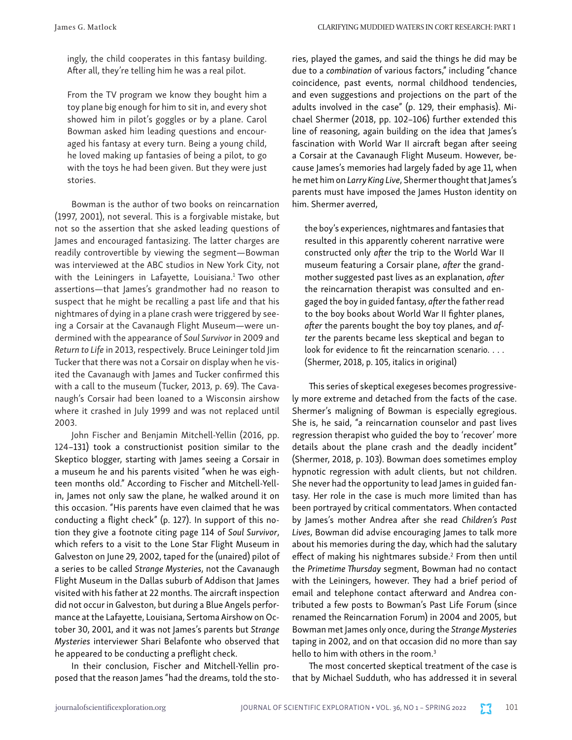ingly, the child cooperates in this fantasy building. After all, they're telling him he was a real pilot.

> From the TV program we know they bought him a toy plane big enough for him to sit in, and every shot showed him in pilot's goggles or by a plane. Carol Bowman asked him leading questions and encouraged his fantasy at every turn. Being a young child, he loved making up fantasies of being a pilot, to go with the toys he had been given. But they were just stories.

Bowman is the author of two books on reincarnation (1997, 2001), not several. This is a forgivable mistake, but not so the assertion that she asked leading questions of James and encouraged fantasizing. The latter charges are readily controvertible by viewing the segment—Bowman was interviewed at the ABC studios in New York City, not with the Leiningers in Lafayette, Louisiana.[1] Two other assertions—that James's grandmother had no reason to suspect that he might be recalling a past life and that his nightmares of dying in a plane crash were triggered by seeing a Corsair at the Cavanaugh Flight Museum—were undermined with the appearance of *Soul Survivor* in 2009 and *Return to Life* in 2013, respectively. Bruce Leininger told Jim Tucker that there was not a Corsair on display when he visited the Cavanaugh with James and Tucker confirmed this with a call to the museum (Tucker, 2013, p. 69). The Cavanaugh's Corsair had been loaned to a Wisconsin airshow where it crashed in July 1999 and was not replaced until 2003.

John Fischer and Benjamin Mitchell-Yellin (2016, pp. 124–131) took a constructionist position similar to the Skeptico blogger, starting with James seeing a Corsair in a museum he and his parents visited "when he was eighteen months old." According to Fischer and Mitchell-Yellin, James not only saw the plane, he walked around it on this occasion. "His parents have even claimed that he was conducting a flight check" (p. 127). In support of this notion they give a footnote citing page 114 of *Soul Survivor*, which refers to a visit to the Lone Star Flight Museum in Galveston on June 29, 2002, taped for the (unaired) pilot of a series to be called *Strange Mysteries*, not the Cavanaugh Flight Museum in the Dallas suburb of Addison that James visited with his father at 22 months. The aircraft inspection did not occur in Galveston, but during a Blue Angels performance at the Lafayette, Louisiana, Sertoma Airshow on October 30, 2001, and it was not James's parents but *Strange Mysteries* interviewer Shari Belafonte who observed that he appeared to be conducting a preflight check.

In their conclusion, Fischer and Mitchell-Yellin proposed that the reason James "had the dreams, told the stories, played the games, and said the things he did may be due to a *combination* of various factors," including "chance coincidence, past events, normal childhood tendencies, and even suggestions and projections on the part of the adults involved in the case" (p. 129, their emphasis). Michael Shermer (2018, pp. 102–106) further extended this line of reasoning, again building on the idea that James's fascination with World War II aircraft began after seeing a Corsair at the Cavanaugh Flight Museum. However, because James's memories had largely faded by age 11, when he met him on *Larry King Live*, Shermer thought that James's parents must have imposed the James Huston identity on him. Shermer averred,

> the boy's experiences, nightmares and fantasies that resulted in this apparently coherent narrative were constructed only *after* the trip to the World War II museum featuring a Corsair plane, *after* the grandmother suggested past lives as an explanation, *after* the reincarnation therapist was consulted and engaged the boy in guided fantasy, *after* the father read to the boy books about World War II fighter planes, *after* the parents bought the boy toy planes, and *after* the parents became less skeptical and began to look for evidence to fit the reincarnation scenario. . . . (Shermer, 2018, p. 105, italics in original)

This series of skeptical exegeses becomes progressively more extreme and detached from the facts of the case. Shermer's maligning of Bowman is especially egregious. She is, he said, "a reincarnation counselor and past lives regression therapist who guided the boy to 'recover' more details about the plane crash and the deadly incident" (Shermer, 2018, p. 103). Bowman does sometimes employ hypnotic regression with adult clients, but not children. She never had the opportunity to lead James in guided fantasy. Her role in the case is much more limited than has been portrayed by critical commentators. When contacted by James's mother Andrea after she read *Children's Past Lives*, Bowman did advise encouraging James to talk more about his memories during the day, which had the salutary effect of making his nightmares subside.[2] From then until the *Primetime Thursday* segment, Bowman had no contact with the Leiningers, however. They had a brief period of email and telephone contact afterward and Andrea contributed a few posts to Bowman's Past Life Forum (since renamed the Reincarnation Forum) in 2004 and 2005, but Bowman met James only once, during the *Strange Mysteries* taping in 2002, and on that occasion did no more than say hello to him with others in the room.[3]

The most concerted skeptical treatment of the case is that by Michael Sudduth, who has addressed it in several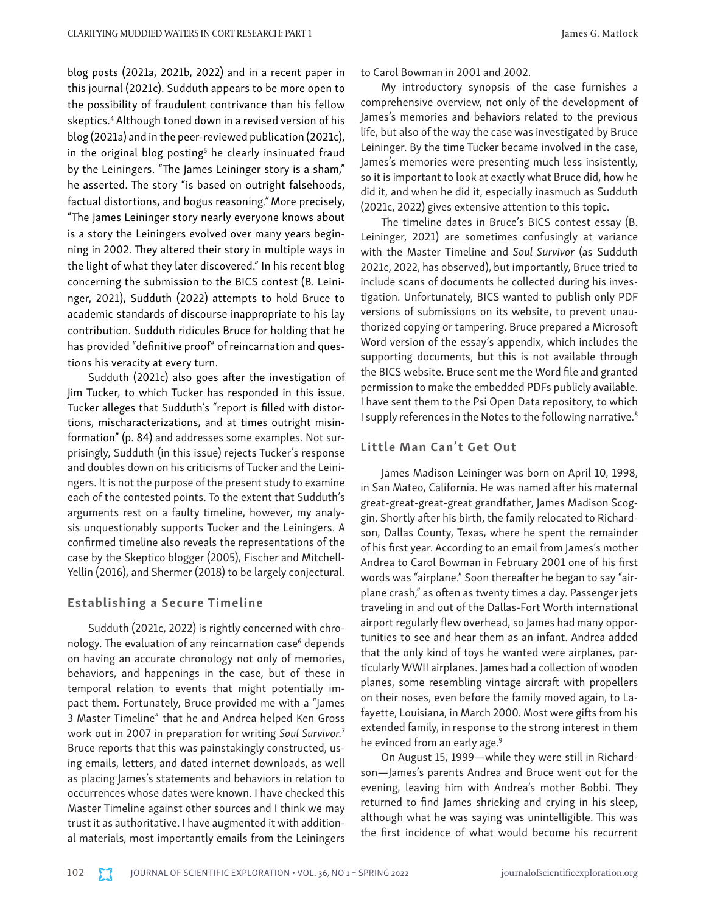blog posts (2021a, 2021b, 2022) and in a recent paper in this journal (2021c). Sudduth appears to be more open to the possibility of fraudulent contrivance than his fellow skeptics.[4] Although toned down in a revised version of his blog (2021a) and in the peer-reviewed publication (2021c), in the original blog posting[5] he clearly insinuated fraud by the Leiningers. "The James Leininger story is a sham," he asserted. The story "is based on outright falsehoods, factual distortions, and bogus reasoning." More precisely, "The James Leininger story nearly everyone knows about is a story the Leiningers evolved over many years beginning in 2002. They altered their story in multiple ways in the light of what they later discovered." In his recent blog concerning the submission to the BICS contest (B. Leininger, 2021), Sudduth (2022) attempts to hold Bruce to academic standards of discourse inappropriate to his lay contribution. Sudduth ridicules Bruce for holding that he has provided "definitive proof" of reincarnation and questions his veracity at every turn.

Sudduth (2021c) also goes after the investigation of Jim Tucker, to which Tucker has responded in this issue. Tucker alleges that Sudduth's "report is filled with distortions, mischaracterizations, and at times outright misinformation" (p. 84) and addresses some examples. Not surprisingly, Sudduth (in this issue) rejects Tucker's response and doubles down on his criticisms of Tucker and the Leiningers. It is not the purpose of the present study to examine each of the contested points. To the extent that Sudduth's arguments rest on a faulty timeline, however, my analysis unquestionably supports Tucker and the Leiningers. A confirmed timeline also reveals the representations of the case by the Skeptico blogger (2005), Fischer and Mitchell-Yellin (2016), and Shermer (2018) to be largely conjectural.

## Establishing a Secure Timeline

Sudduth (2021c, 2022) is rightly concerned with chronology. The evaluation of any reincarnation case[6] depends on having an accurate chronology not only of memories, behaviors, and happenings in the case, but of these in temporal relation to events that might potentially impact them. Fortunately, Bruce provided me with a "James 3 Master Timeline" that he and Andrea helped Ken Gross work out in 2007 in preparation for writing *Soul Survivor*.[7] Bruce reports that this was painstakingly constructed, using emails, letters, and dated internet downloads, as well as placing James's statements and behaviors in relation to occurrences whose dates were known. I have checked this Master Timeline against other sources and I think we may trust it as authoritative. I have augmented it with additional materials, most importantly emails from the Leiningers to Carol Bowman in 2001 and 2002.

My introductory synopsis of the case furnishes a comprehensive overview, not only of the development of James's memories and behaviors related to the previous life, but also of the way the case was investigated by Bruce Leininger. By the time Tucker became involved in the case, James's memories were presenting much less insistently, so it is important to look at exactly what Bruce did, how he did it, and when he did it, especially inasmuch as Sudduth (2021c, 2022) gives extensive attention to this topic.

The timeline dates in Bruce's BICS contest essay (B. Leininger, 2021) are sometimes confusingly at variance with the Master Timeline and *Soul Survivor* (as Sudduth 2021c, 2022, has observed), but importantly, Bruce tried to include scans of documents he collected during his investigation. Unfortunately, BICS wanted to publish only PDF versions of submissions on its website, to prevent unauthorized copying or tampering. Bruce prepared a Microsoft Word version of the essay's appendix, which includes the supporting documents, but this is not available through the BICS website. Bruce sent me the Word file and granted permission to make the embedded PDFs publicly available. I have sent them to the Psi Open Data repository, to which I supply references in the Notes to the following narrative.[8]

## Little Man Can't Get Out

James Madison Leininger was born on April 10, 1998, in San Mateo, California. He was named after his maternal great-great-great-great grandfather, James Madison Scoggin. Shortly after his birth, the family relocated to Richardson, Dallas County, Texas, where he spent the remainder of his first year. According to an email from James's mother Andrea to Carol Bowman in February 2001 one of his first words was "airplane." Soon thereafter he began to say "airplane crash," as often as twenty times a day. Passenger jets traveling in and out of the Dallas-Fort Worth international airport regularly flew overhead, so James had many opportunities to see and hear them as an infant. Andrea added that the only kind of toys he wanted were airplanes, particularly WWII airplanes. James had a collection of wooden planes, some resembling vintage aircraft with propellers on their noses, even before the family moved again, to Lafayette, Louisiana, in March 2000. Most were gifts from his extended family, in response to the strong interest in them he evinced from an early age.[9]

On August 15, 1999—while they were still in Richardson—James's parents Andrea and Bruce went out for the evening, leaving him with Andrea's mother Bobbi. They returned to find James shrieking and crying in his sleep, although what he was saying was unintelligible. This was the first incidence of what would become his recurrent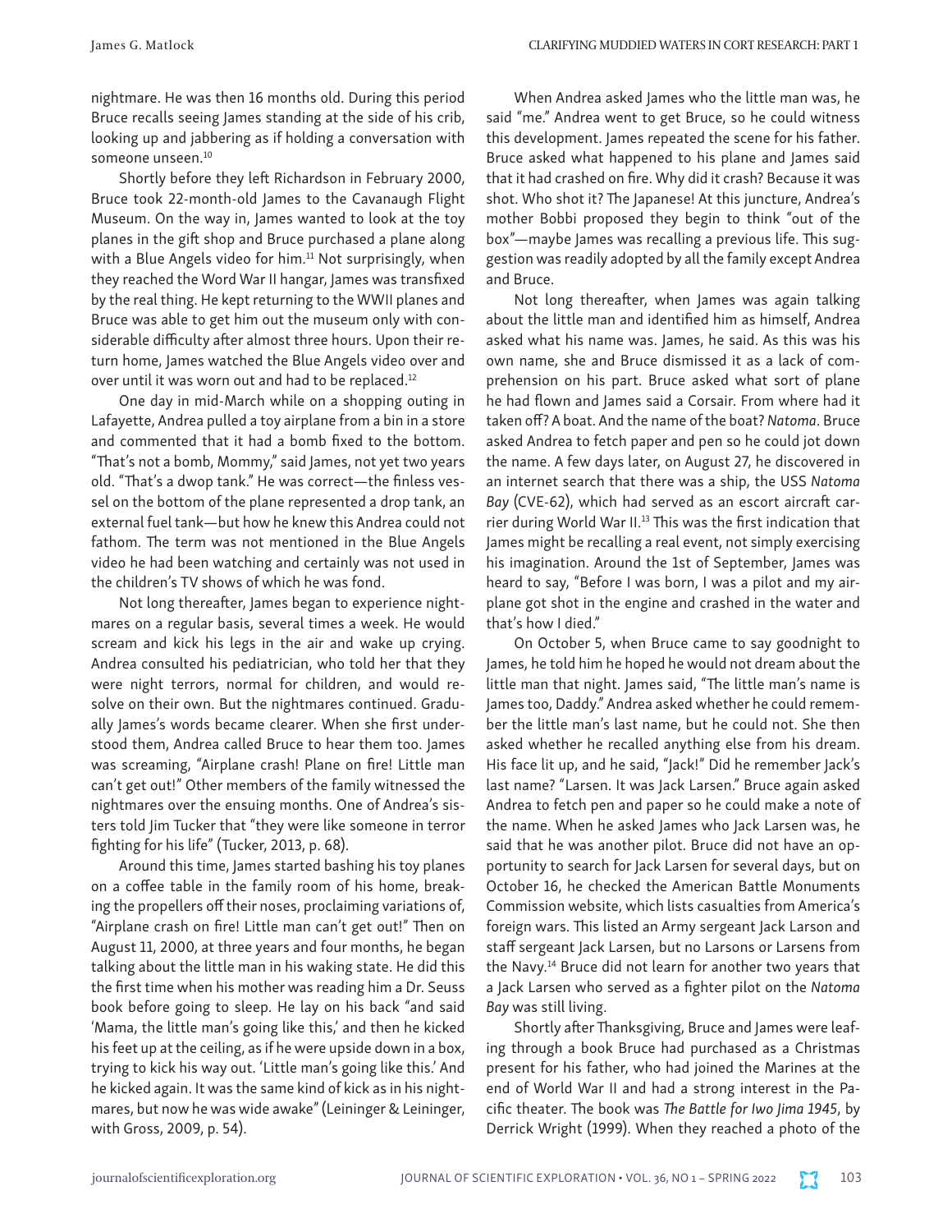nightmare. He was then 16 months old. During this period Bruce recalls seeing James standing at the side of his crib, looking up and jabbering as if holding a conversation with someone unseen.[10]

Shortly before they left Richardson in February 2000, Bruce took 22-month-old James to the Cavanaugh Flight Museum. On the way in, James wanted to look at the toy planes in the gift shop and Bruce purchased a plane along with a Blue Angels video for him.[11] Not surprisingly, when they reached the Word War II hangar, James was transfixed by the real thing. He kept returning to the WWII planes and Bruce was able to get him out the museum only with considerable difficulty after almost three hours. Upon their return home, James watched the Blue Angels video over and over until it was worn out and had to be replaced.[12]

One day in mid-March while on a shopping outing in Lafayette, Andrea pulled a toy airplane from a bin in a store and commented that it had a bomb fixed to the bottom. "That's not a bomb, Mommy," said James, not yet two years old. "That's a dwop tank." He was correct—the finless vessel on the bottom of the plane represented a drop tank, an external fuel tank—but how he knew this Andrea could not fathom. The term was not mentioned in the Blue Angels video he had been watching and certainly was not used in the children's TV shows of which he was fond.

Not long thereafter, James began to experience nightmares on a regular basis, several times a week. He would scream and kick his legs in the air and wake up crying. Andrea consulted his pediatrician, who told her that they were night terrors, normal for children, and would resolve on their own. But the nightmares continued. Gradually James's words became clearer. When she first understood them, Andrea called Bruce to hear them too. James was screaming, "Airplane crash! Plane on fire! Little man can't get out!" Other members of the family witnessed the nightmares over the ensuing months. One of Andrea's sisters told Jim Tucker that "they were like someone in terror fighting for his life" (Tucker, 2013, p. 68).

Around this time, James started bashing his toy planes on a coffee table in the family room of his home, breaking the propellers off their noses, proclaiming variations of, "Airplane crash on fire! Little man can't get out!" Then on August 11, 2000, at three years and four months, he began talking about the little man in his waking state. He did this the first time when his mother was reading him a Dr. Seuss book before going to sleep. He lay on his back "and said 'Mama, the little man's going like this,' and then he kicked his feet up at the ceiling, as if he were upside down in a box, trying to kick his way out. 'Little man's going like this.' And he kicked again. It was the same kind of kick as in his nightmares, but now he was wide awake" (Leininger & Leininger, with Gross, 2009, p. 54).

When Andrea asked James who the little man was, he said "me." Andrea went to get Bruce, so he could witness this development. James repeated the scene for his father. Bruce asked what happened to his plane and James said that it had crashed on fire. Why did it crash? Because it was shot. Who shot it? The Japanese! At this juncture, Andrea's mother Bobbi proposed they begin to think "out of the box"—maybe James was recalling a previous life. This suggestion was readily adopted by all the family except Andrea and Bruce.

Not long thereafter, when James was again talking about the little man and identified him as himself, Andrea asked what his name was. James, he said. As this was his own name, she and Bruce dismissed it as a lack of comprehension on his part. Bruce asked what sort of plane he had flown and James said a Corsair. From where had it taken off? A boat. And the name of the boat? *Natoma*. Bruce asked Andrea to fetch paper and pen so he could jot down the name. A few days later, on August 27, he discovered in an internet search that there was a ship, the USS *Natoma Bay* (CVE-62), which had served as an escort aircraft carrier during World War II.[13] This was the first indication that James might be recalling a real event, not simply exercising his imagination. Around the 1st of September, James was heard to say, "Before I was born, I was a pilot and my airplane got shot in the engine and crashed in the water and that's how I died."

On October 5, when Bruce came to say goodnight to James, he told him he hoped he would not dream about the little man that night. James said, "The little man's name is James too, Daddy." Andrea asked whether he could remember the little man's last name, but he could not. She then asked whether he recalled anything else from his dream. His face lit up, and he said, "Jack!" Did he remember Jack's last name? "Larsen. It was Jack Larsen." Bruce again asked Andrea to fetch pen and paper so he could make a note of the name. When he asked James who Jack Larsen was, he said that he was another pilot. Bruce did not have an opportunity to search for Jack Larsen for several days, but on October 16, he checked the American Battle Monuments Commission website, which lists casualties from America's foreign wars. This listed an Army sergeant Jack Larson and staff sergeant Jack Larsen, but no Larsons or Larsens from the Navy.[14] Bruce did not learn for another two years that a Jack Larsen who served as a fighter pilot on the *Natoma Bay* was still living.

Shortly after Thanksgiving, Bruce and James were leafing through a book Bruce had purchased as a Christmas present for his father, who had joined the Marines at the end of World War II and had a strong interest in the Pacific theater. The book was *The Battle for Iwo Jima 1945*, by Derrick Wright (1999). When they reached a photo of the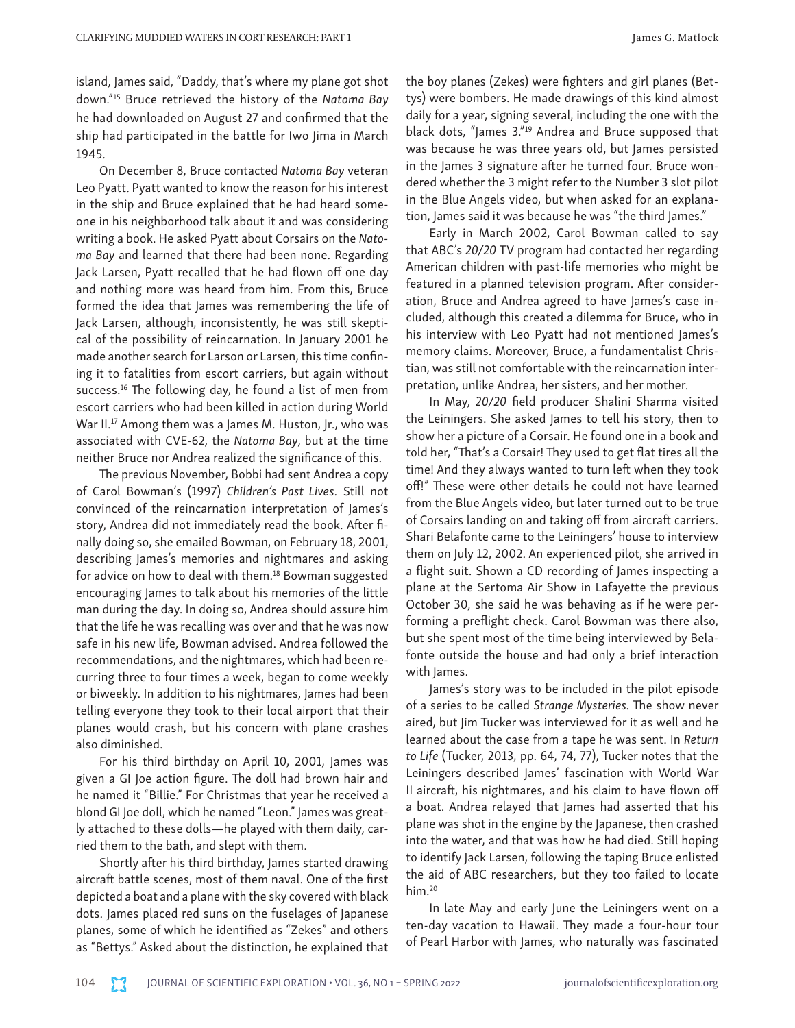island, James said, "Daddy, that's where my plane got shot down."[15] Bruce retrieved the history of the *Natoma Bay* he had downloaded on August 27 and confirmed that the ship had participated in the battle for Iwo Jima in March 1945.

On December 8, Bruce contacted *Natoma Bay* veteran Leo Pyatt. Pyatt wanted to know the reason for his interest in the ship and Bruce explained that he had heard someone in his neighborhood talk about it and was considering writing a book. He asked Pyatt about Corsairs on the *Natoma Bay* and learned that there had been none. Regarding Jack Larsen, Pyatt recalled that he had flown off one day and nothing more was heard from him. From this, Bruce formed the idea that James was remembering the life of Jack Larsen, although, inconsistently, he was still skeptical of the possibility of reincarnation. In January 2001 he made another search for Larson or Larsen, this time confining it to fatalities from escort carriers, but again without success.[16] The following day, he found a list of men from escort carriers who had been killed in action during World War II.[17] Among them was a James M. Huston, Jr., who was associated with CVE-62, the *Natoma Bay*, but at the time neither Bruce nor Andrea realized the significance of this.

The previous November, Bobbi had sent Andrea a copy of Carol Bowman's (1997) *Children's Past Lives*. Still not convinced of the reincarnation interpretation of James's story, Andrea did not immediately read the book. After finally doing so, she emailed Bowman, on February 18, 2001, describing James's memories and nightmares and asking for advice on how to deal with them.[18] Bowman suggested encouraging James to talk about his memories of the little man during the day. In doing so, Andrea should assure him that the life he was recalling was over and that he was now safe in his new life, Bowman advised. Andrea followed the recommendations, and the nightmares, which had been recurring three to four times a week, began to come weekly or biweekly. In addition to his nightmares, James had been telling everyone they took to their local airport that their planes would crash, but his concern with plane crashes also diminished.

For his third birthday on April 10, 2001, James was given a GI Joe action figure. The doll had brown hair and he named it "Billie." For Christmas that year he received a blond GI Joe doll, which he named "Leon." James was greatly attached to these dolls—he played with them daily, carried them to the bath, and slept with them.

Shortly after his third birthday, James started drawing aircraft battle scenes, most of them naval. One of the first depicted a boat and a plane with the sky covered with black dots. James placed red suns on the fuselages of Japanese planes, some of which he identified as "Zekes" and others as "Bettys." Asked about the distinction, he explained that the boy planes (Zekes) were fighters and girl planes (Bettys) were bombers. He made drawings of this kind almost daily for a year, signing several, including the one with the black dots, "James 3."[19] Andrea and Bruce supposed that was because he was three years old, but James persisted in the James 3 signature after he turned four. Bruce wondered whether the 3 might refer to the Number 3 slot pilot in the Blue Angels video, but when asked for an explanation, James said it was because he was "the third James."

Early in March 2002, Carol Bowman called to say that ABC's *20/20* TV program had contacted her regarding American children with past-life memories who might be featured in a planned television program. After consideration, Bruce and Andrea agreed to have James's case included, although this created a dilemma for Bruce, who in his interview with Leo Pyatt had not mentioned James's memory claims. Moreover, Bruce, a fundamentalist Christian, was still not comfortable with the reincarnation interpretation, unlike Andrea, her sisters, and her mother.

In May, *20/20* field producer Shalini Sharma visited the Leiningers. She asked James to tell his story, then to show her a picture of a Corsair. He found one in a book and told her, "That's a Corsair! They used to get flat tires all the time! And they always wanted to turn left when they took off!" These were other details he could not have learned from the Blue Angels video, but later turned out to be true of Corsairs landing on and taking off from aircraft carriers. Shari Belafonte came to the Leiningers' house to interview them on July 12, 2002. An experienced pilot, she arrived in a flight suit. Shown a CD recording of James inspecting a plane at the Sertoma Air Show in Lafayette the previous October 30, she said he was behaving as if he were performing a preflight check. Carol Bowman was there also, but she spent most of the time being interviewed by Belafonte outside the house and had only a brief interaction with James.

James's story was to be included in the pilot episode of a series to be called *Strange Mysteries*. The show never aired, but Jim Tucker was interviewed for it as well and he learned about the case from a tape he was sent. In *Return to Life* (Tucker, 2013, pp. 64, 74, 77), Tucker notes that the Leiningers described James' fascination with World War II aircraft, his nightmares, and his claim to have flown off a boat. Andrea relayed that James had asserted that his plane was shot in the engine by the Japanese, then crashed into the water, and that was how he had died. Still hoping to identify Jack Larsen, following the taping Bruce enlisted the aid of ABC researchers, but they too failed to locate him.[20]

In late May and early June the Leiningers went on a ten-day vacation to Hawaii. They made a four-hour tour of Pearl Harbor with James, who naturally was fascinated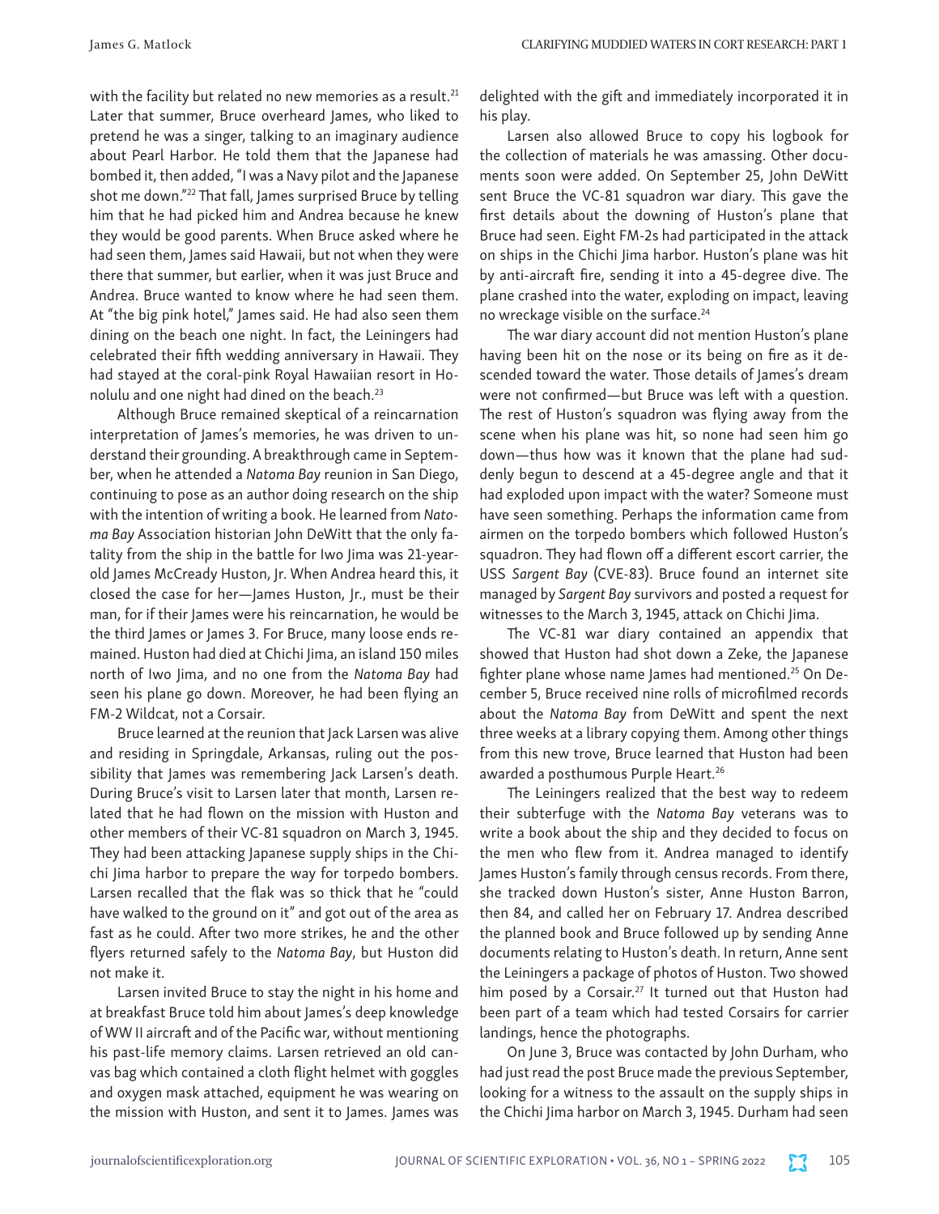with the facility but related no new memories as a result.[21] Later that summer, Bruce overheard James, who liked to pretend he was a singer, talking to an imaginary audience about Pearl Harbor. He told them that the Japanese had bombed it, then added, "I was a Navy pilot and the Japanese shot me down."[22] That fall, James surprised Bruce by telling him that he had picked him and Andrea because he knew they would be good parents. When Bruce asked where he had seen them, James said Hawaii, but not when they were there that summer, but earlier, when it was just Bruce and Andrea. Bruce wanted to know where he had seen them. At "the big pink hotel," James said. He had also seen them dining on the beach one night. In fact, the Leiningers had celebrated their fifth wedding anniversary in Hawaii. They had stayed at the coral-pink Royal Hawaiian resort in Honolulu and one night had dined on the beach.[23]

Although Bruce remained skeptical of a reincarnation interpretation of James's memories, he was driven to understand their grounding. A breakthrough came in September, when he attended a *Natoma Bay* reunion in San Diego, continuing to pose as an author doing research on the ship with the intention of writing a book. He learned from *Natoma Bay* Association historian John DeWitt that the only fatality from the ship in the battle for Iwo Jima was 21-year-old James McCready Huston, Jr. When Andrea heard this, it closed the case for her—James Huston, Jr., must be their man, for if their James were his reincarnation, he would be the third James or James 3. For Bruce, many loose ends remained. Huston had died at Chichi Jima, an island 150 miles north of Iwo Jima, and no one from the *Natoma Bay* had seen his plane go down. Moreover, he had been flying an FM-2 Wildcat, not a Corsair.

Bruce learned at the reunion that Jack Larsen was alive and residing in Springdale, Arkansas, ruling out the possibility that James was remembering Jack Larsen's death. During Bruce's visit to Larsen later that month, Larsen related that he had flown on the mission with Huston and other members of their VC-81 squadron on March 3, 1945. They had been attacking Japanese supply ships in the Chichi Jima harbor to prepare the way for torpedo bombers. Larsen recalled that the flak was so thick that he "could have walked to the ground on it" and got out of the area as fast as he could. After two more strikes, he and the other flyers returned safely to the *Natoma Bay*, but Huston did not make it.

Larsen invited Bruce to stay the night in his home and at breakfast Bruce told him about James's deep knowledge of WW II aircraft and of the Pacific war, without mentioning his past-life memory claims. Larsen retrieved an old canvas bag which contained a cloth flight helmet with goggles and oxygen mask attached, equipment he was wearing on the mission with Huston, and sent it to James. James was delighted with the gift and immediately incorporated it in his play.

Larsen also allowed Bruce to copy his logbook for the collection of materials he was amassing. Other documents soon were added. On September 25, John DeWitt sent Bruce the VC-81 squadron war diary. This gave the first details about the downing of Huston's plane that Bruce had seen. Eight FM-2s had participated in the attack on ships in the Chichi Jima harbor. Huston's plane was hit by anti-aircraft fire, sending it into a 45-degree dive. The plane crashed into the water, exploding on impact, leaving no wreckage visible on the surface.[24]

The war diary account did not mention Huston's plane having been hit on the nose or its being on fire as it descended toward the water. Those details of James's dream were not confirmed—but Bruce was left with a question. The rest of Huston's squadron was flying away from the scene when his plane was hit, so none had seen him go down—thus how was it known that the plane had suddenly begun to descend at a 45-degree angle and that it had exploded upon impact with the water? Someone must have seen something. Perhaps the information came from airmen on the torpedo bombers which followed Huston's squadron. They had flown off a different escort carrier, the USS *Sargent Bay* (CVE-83). Bruce found an internet site managed by *Sargent Bay* survivors and posted a request for witnesses to the March 3, 1945, attack on Chichi Jima.

The VC-81 war diary contained an appendix that showed that Huston had shot down a Zeke, the Japanese fighter plane whose name James had mentioned.[25] On December 5, Bruce received nine rolls of microfilmed records about the *Natoma Bay* from DeWitt and spent the next three weeks at a library copying them. Among other things from this new trove, Bruce learned that Huston had been awarded a posthumous Purple Heart.[26]

The Leiningers realized that the best way to redeem their subterfuge with the *Natoma Bay* veterans was to write a book about the ship and they decided to focus on the men who flew from it. Andrea managed to identify James Huston's family through census records. From there, she tracked down Huston's sister, Anne Huston Barron, then 84, and called her on February 17. Andrea described the planned book and Bruce followed up by sending Anne documents relating to Huston's death. In return, Anne sent the Leiningers a package of photos of Huston. Two showed him posed by a Corsair.[27] It turned out that Huston had been part of a team which had tested Corsairs for carrier landings, hence the photographs.

On June 3, Bruce was contacted by John Durham, who had just read the post Bruce made the previous September, looking for a witness to the assault on the supply ships in the Chichi Jima harbor on March 3, 1945. Durham had seen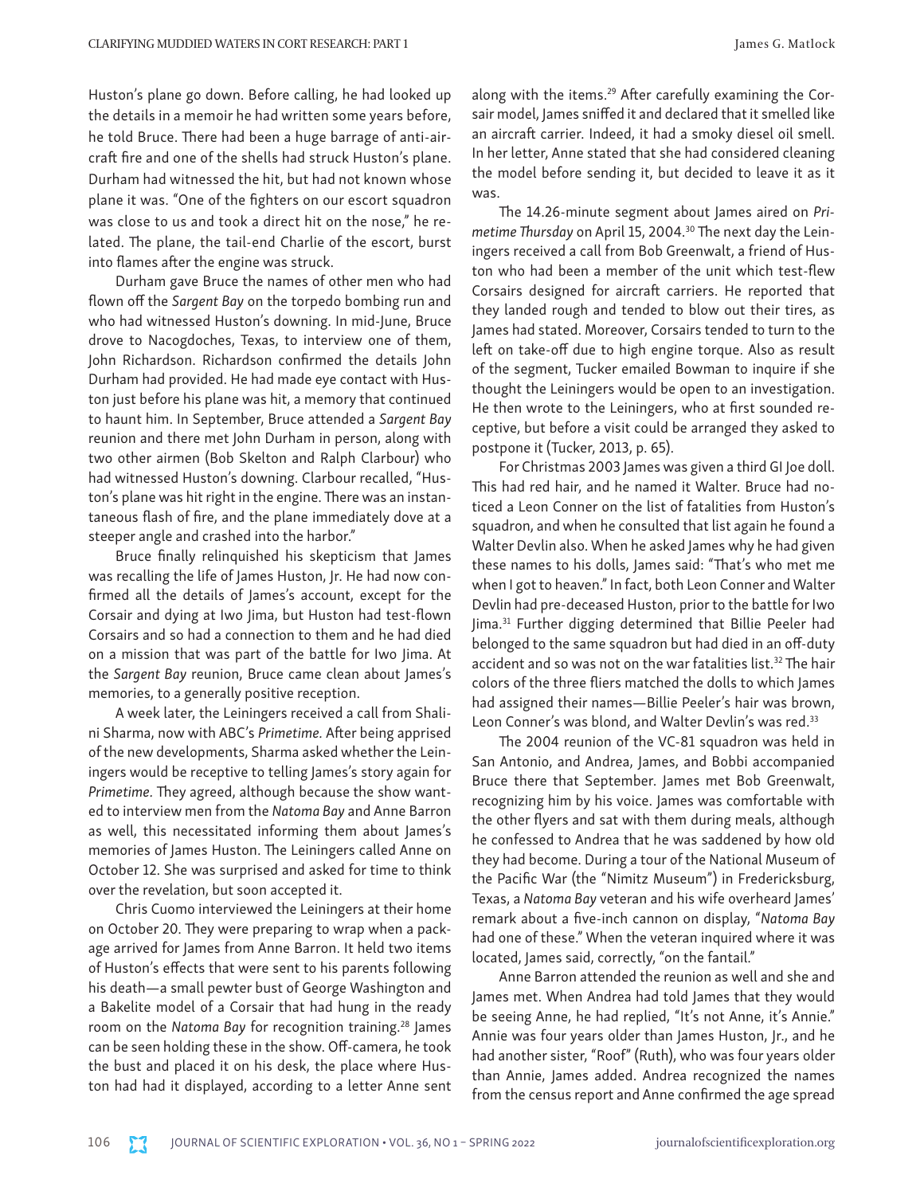Huston's plane go down. Before calling, he had looked up the details in a memoir he had written some years before, he told Bruce. There had been a huge barrage of anti-aircraft fire and one of the shells had struck Huston's plane. Durham had witnessed the hit, but had not known whose plane it was. "One of the fighters on our escort squadron was close to us and took a direct hit on the nose," he related. The plane, the tail-end Charlie of the escort, burst into flames after the engine was struck.

Durham gave Bruce the names of other men who had flown off the *Sargent Bay* on the torpedo bombing run and who had witnessed Huston's downing. In mid-June, Bruce drove to Nacogdoches, Texas, to interview one of them, John Richardson. Richardson confirmed the details John Durham had provided. He had made eye contact with Huston just before his plane was hit, a memory that continued to haunt him. In September, Bruce attended a *Sargent Bay* reunion and there met John Durham in person, along with two other airmen (Bob Skelton and Ralph Clarbour) who had witnessed Huston's downing. Clarbour recalled, "Huston's plane was hit right in the engine. There was an instantaneous flash of fire, and the plane immediately dove at a steeper angle and crashed into the harbor."

Bruce finally relinquished his skepticism that James was recalling the life of James Huston, Jr. He had now confirmed all the details of James's account, except for the Corsair and dying at Iwo Jima, but Huston had test-flown Corsairs and so had a connection to them and he had died on a mission that was part of the battle for Iwo Jima. At the *Sargent Bay* reunion, Bruce came clean about James's memories, to a generally positive reception.

A week later, the Leiningers received a call from Shalini Sharma, now with ABC's *Primetime*. After being apprised of the new developments, Sharma asked whether the Leiningers would be receptive to telling James's story again for *Primetime*. They agreed, although because the show wanted to interview men from the *Natoma Bay* and Anne Barron as well, this necessitated informing them about James's memories of James Huston. The Leiningers called Anne on October 12. She was surprised and asked for time to think over the revelation, but soon accepted it.

Chris Cuomo interviewed the Leiningers at their home on October 20. They were preparing to wrap when a package arrived for James from Anne Barron. It held two items of Huston's effects that were sent to his parents following his death—a small pewter bust of George Washington and a Bakelite model of a Corsair that had hung in the ready room on the *Natoma Bay* for recognition training.[28] James can be seen holding these in the show. Off-camera, he took the bust and placed it on his desk, the place where Huston had had it displayed, according to a letter Anne sent along with the items.[29] After carefully examining the Corsair model, James sniffed it and declared that it smelled like an aircraft carrier. Indeed, it had a smoky diesel oil smell. In her letter, Anne stated that she had considered cleaning the model before sending it, but decided to leave it as it was.

The 14.26-minute segment about James aired on *Primetime Thursday* on April 15, 2004.[30] The next day the Leiningers received a call from Bob Greenwalt, a friend of Huston who had been a member of the unit which test-flew Corsairs designed for aircraft carriers. He reported that they landed rough and tended to blow out their tires, as James had stated. Moreover, Corsairs tended to turn to the left on take-off due to high engine torque. Also as result of the segment, Tucker emailed Bowman to inquire if she thought the Leiningers would be open to an investigation. He then wrote to the Leiningers, who at first sounded receptive, but before a visit could be arranged they asked to postpone it (Tucker, 2013, p. 65).

For Christmas 2003 James was given a third GI Joe doll. This had red hair, and he named it Walter. Bruce had noticed a Leon Conner on the list of fatalities from Huston's squadron, and when he consulted that list again he found a Walter Devlin also. When he asked James why he had given these names to his dolls, James said: "That's who met me when I got to heaven." In fact, both Leon Conner and Walter Devlin had pre-deceased Huston, prior to the battle for Iwo Jima.[31] Further digging determined that Billie Peeler had belonged to the same squadron but had died in an off-duty accident and so was not on the war fatalities list.[32] The hair colors of the three fliers matched the dolls to which James had assigned their names—Billie Peeler's hair was brown, Leon Conner's was blond, and Walter Devlin's was red.[33]

The 2004 reunion of the VC-81 squadron was held in San Antonio, and Andrea, James, and Bobbi accompanied Bruce there that September. James met Bob Greenwalt, recognizing him by his voice. James was comfortable with the other flyers and sat with them during meals, although he confessed to Andrea that he was saddened by how old they had become. During a tour of the National Museum of the Pacific War (the "Nimitz Museum") in Fredericksburg, Texas, a *Natoma Bay* veteran and his wife overheard James' remark about a five-inch cannon on display, "*Natoma Bay* had one of these." When the veteran inquired where it was located, James said, correctly, "on the fantail."

Anne Barron attended the reunion as well and she and James met. When Andrea had told James that they would be seeing Anne, he had replied, "It's not Anne, it's Annie." Annie was four years older than James Huston, Jr., and he had another sister, "Roof" (Ruth), who was four years older than Annie, James added. Andrea recognized the names from the census report and Anne confirmed the age spread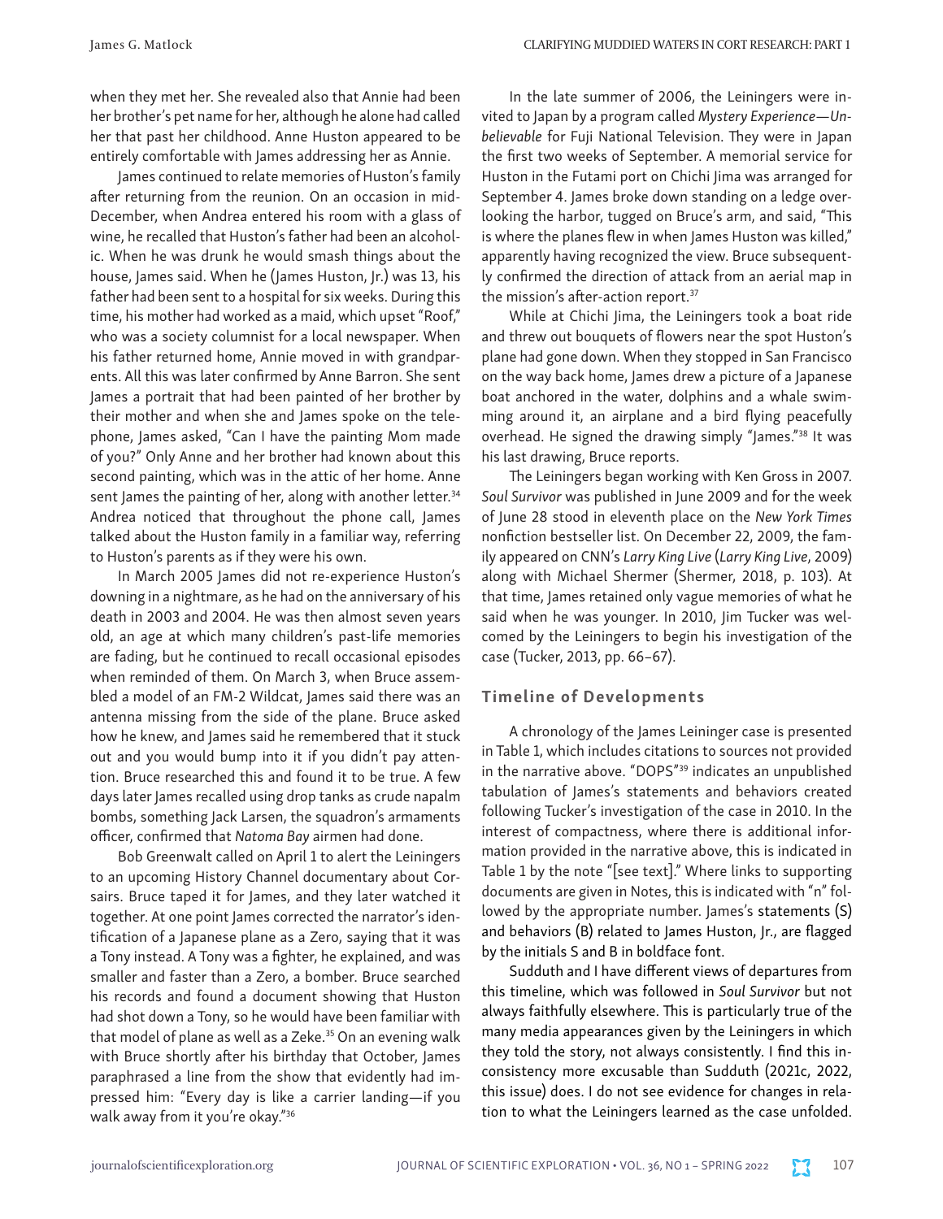when they met her. She revealed also that Annie had been her brother's pet name for her, although he alone had called her that past her childhood. Anne Huston appeared to be entirely comfortable with James addressing her as Annie.

James continued to relate memories of Huston's family after returning from the reunion. On an occasion in mid-December, when Andrea entered his room with a glass of wine, he recalled that Huston's father had been an alcoholic. When he was drunk he would smash things about the house, James said. When he (James Huston, Jr.) was 13, his father had been sent to a hospital for six weeks. During this time, his mother had worked as a maid, which upset "Roof," who was a society columnist for a local newspaper. When his father returned home, Annie moved in with grandparents. All this was later confirmed by Anne Barron. She sent James a portrait that had been painted of her brother by their mother and when she and James spoke on the telephone, James asked, "Can I have the painting Mom made of you?" Only Anne and her brother had known about this second painting, which was in the attic of her home. Anne sent James the painting of her, along with another letter.[34] Andrea noticed that throughout the phone call, James talked about the Huston family in a familiar way, referring to Huston's parents as if they were his own.

In March 2005 James did not re-experience Huston's downing in a nightmare, as he had on the anniversary of his death in 2003 and 2004. He was then almost seven years old, an age at which many children's past-life memories are fading, but he continued to recall occasional episodes when reminded of them. On March 3, when Bruce assembled a model of an FM-2 Wildcat, James said there was an antenna missing from the side of the plane. Bruce asked how he knew, and James said he remembered that it stuck out and you would bump into it if you didn't pay attention. Bruce researched this and found it to be true. A few days later James recalled using drop tanks as crude napalm bombs, something Jack Larsen, the squadron's armaments officer, confirmed that *Natoma Bay* airmen had done.

Bob Greenwalt called on April 1 to alert the Leiningers to an upcoming History Channel documentary about Corsairs. Bruce taped it for James, and they later watched it together. At one point James corrected the narrator's identification of a Japanese plane as a Zero, saying that it was a Tony instead. A Tony was a fighter, he explained, and was smaller and faster than a Zero, a bomber. Bruce searched his records and found a document showing that Huston had shot down a Tony, so he would have been familiar with that model of plane as well as a Zeke.[35] On an evening walk with Bruce shortly after his birthday that October, James paraphrased a line from the show that evidently had impressed him: "Every day is like a carrier landing—if you walk away from it you're okay."[36]

In the late summer of 2006, the Leiningers were invited to Japan by a program called *Mystery Experience—Unbelievable* for Fuji National Television. They were in Japan the first two weeks of September. A memorial service for Huston in the Futami port on Chichi Jima was arranged for September 4. James broke down standing on a ledge overlooking the harbor, tugged on Bruce's arm, and said, "This is where the planes flew in when James Huston was killed," apparently having recognized the view. Bruce subsequently confirmed the direction of attack from an aerial map in the mission's after-action report.[37]

While at Chichi Jima, the Leiningers took a boat ride and threw out bouquets of flowers near the spot Huston's plane had gone down. When they stopped in San Francisco on the way back home, James drew a picture of a Japanese boat anchored in the water, dolphins and a whale swimming around it, an airplane and a bird flying peacefully overhead. He signed the drawing simply "James."[38] It was his last drawing, Bruce reports.

The Leiningers began working with Ken Gross in 2007. *Soul Survivor* was published in June 2009 and for the week of June 28 stood in eleventh place on the *New York Times* nonfiction bestseller list. On December 22, 2009, the family appeared on CNN's *Larry King Live* (*Larry King Live*, 2009) along with Michael Shermer (Shermer, 2018, p. 103). At that time, James retained only vague memories of what he said when he was younger. In 2010, Jim Tucker was welcomed by the Leiningers to begin his investigation of the case (Tucker, 2013, pp. 66–67).

## Timeline of Developments

A chronology of the James Leininger case is presented in Table 1, which includes citations to sources not provided in the narrative above. "DOPS"[39] indicates an unpublished tabulation of James's statements and behaviors created following Tucker's investigation of the case in 2010. In the interest of compactness, where there is additional information provided in the narrative above, this is indicated in Table 1 by the note "[see text]." Where links to supporting documents are given in Notes, this is indicated with "n" followed by the appropriate number. James's statements (S) and behaviors (B) related to James Huston, Jr., are flagged by the initials S and B in boldface font.

Sudduth and I have different views of departures from this timeline, which was followed in *Soul Survivor* but not always faithfully elsewhere. This is particularly true of the many media appearances given by the Leiningers in which they told the story, not always consistently. I find this inconsistency more excusable than Sudduth (2021c, 2022, this issue) does. I do not see evidence for changes in relation to what the Leiningers learned as the case unfolded.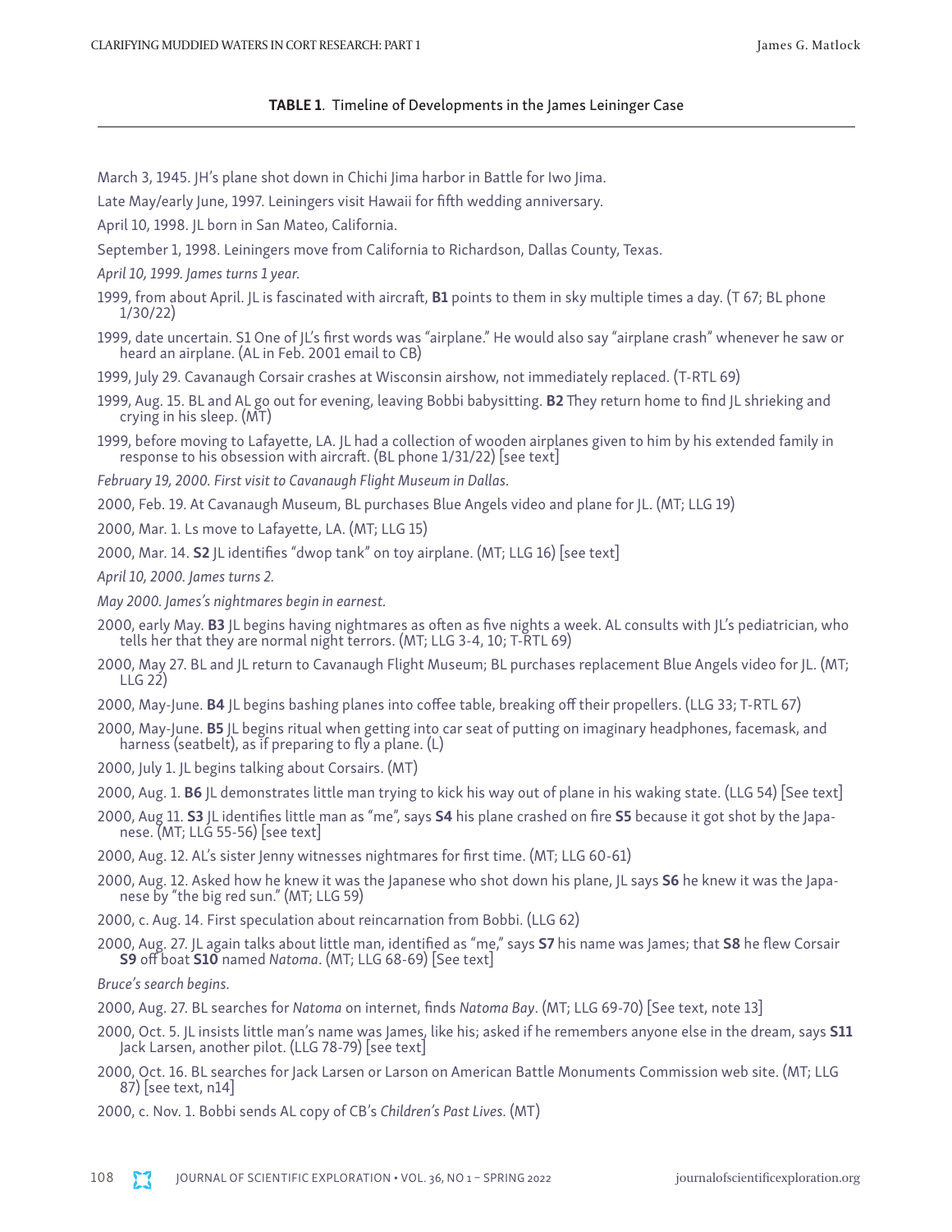**TABLE 1**. Timeline of Developments in the James Leininger Case

March 3, 1945. JH's plane shot down in Chichi Jima harbor in Battle for Iwo Jima.

Late May/early June, 1997. Leiningers visit Hawaii for fifth wedding anniversary.

April 10, 1998. JL born in San Mateo, California.

September 1, 1998. Leiningers move from California to Richardson, Dallas County, Texas.

*April 10, 1999. James turns 1 year.*

1999, from about April. JL is fascinated with aircraft, **B1** points to them in sky multiple times a day. (T 67; BL phone 1/30/22)

1999, date uncertain. S1 One of JL's first words was "airplane." He would also say "airplane crash" whenever he saw or heard an airplane. (AL in Feb. 2001 email to CB)

1999, July 29. Cavanaugh Corsair crashes at Wisconsin airshow, not immediately replaced. (T-RTL 69)

1999, Aug. 15. BL and AL go out for evening, leaving Bobbi babysitting. **B2** They return home to find JL shrieking and crying in his sleep. (MT)

1999, before moving to Lafayette, LA. JL had a collection of wooden airplanes given to him by his extended family in response to his obsession with aircraft. (BL phone 1/31/22) [see text]

*February 19, 2000. First visit to Cavanaugh Flight Museum in Dallas.*

2000, Feb. 19. At Cavanaugh Museum, BL purchases Blue Angels video and plane for JL. (MT; LLG 19)

2000, Mar. 1. Ls move to Lafayette, LA. (MT; LLG 15)

2000, Mar. 14. **S2** JL identifies "dwop tank" on toy airplane. (MT; LLG 16) [see text]

*April 10, 2000. James turns 2.*

*May 2000. James's nightmares begin in earnest.*

2000, early May. **B3** JL begins having nightmares as often as five nights a week. AL consults with JL's pediatrician, who tells her that they are normal night terrors. (MT; LLG 3-4, 10; T-RTL 69)

2000, May 27. BL and JL return to Cavanaugh Flight Museum; BL purchases replacement Blue Angels video for JL. (MT; LLG 22)

2000, May-June. **B4** JL begins bashing planes into coffee table, breaking off their propellers. (LLG 33; T-RTL 67)

2000, May-June. **B5** JL begins ritual when getting into car seat of putting on imaginary headphones, facemask, and harness (seatbelt), as if preparing to fly a plane. (L)

2000, July 1. JL begins talking about Corsairs. (MT)

2000, Aug. 1. **B6** JL demonstrates little man trying to kick his way out of plane in his waking state. (LLG 54) [See text]

2000, Aug 11. **S3** JL identifies little man as "me", says **S4** his plane crashed on fire **S5** because it got shot by the Japanese. (MT; LLG 55-56) [see text]

2000, Aug. 12. AL's sister Jenny witnesses nightmares for first time. (MT; LLG 60-61)

2000, Aug. 12. Asked how he knew it was the Japanese who shot down his plane, JL says **S6** he knew it was the Japanese by "the big red sun." (MT; LLG 59)

2000, c. Aug. 14. First speculation about reincarnation from Bobbi. (LLG 62)

2000, Aug. 27. JL again talks about little man, identified as "me," says **S7** his name was James; that **S8** he flew Corsair **S9** off boat **S10** named *Natoma*. (MT; LLG 68-69) [See text]

*Bruce's search begins.*

2000, Aug. 27. BL searches for *Natoma* on internet, finds *Natoma Bay*. (MT; LLG 69-70) [See text, note 13]

2000, Oct. 5. JL insists little man's name was James, like his; asked if he remembers anyone else in the dream, says **S11** Jack Larsen, another pilot. (LLG 78-79) [see text]

2000, Oct. 16. BL searches for Jack Larsen or Larson on American Battle Monuments Commission web site. (MT; LLG 87) [see text, n14]

2000, c. Nov. 1. Bobbi sends AL copy of CB's *Children's Past Lives.* (MT)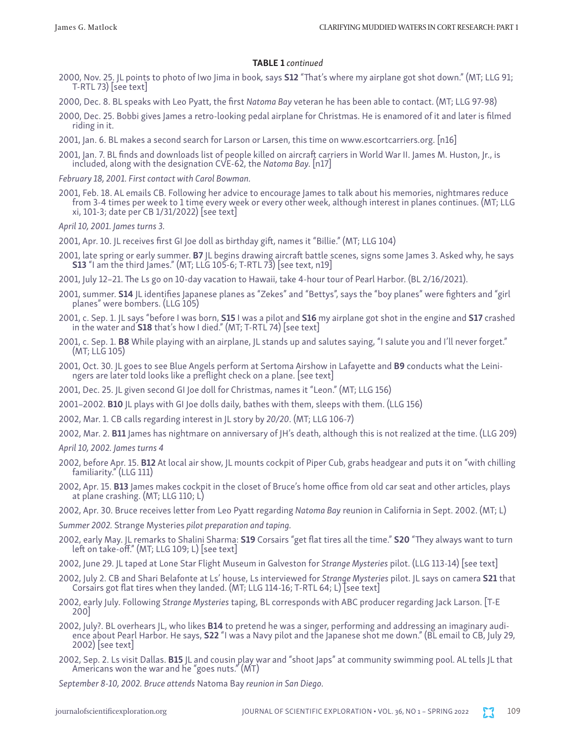**TABLE 1** *continued*

2000, Nov. 25. JL points to photo of Iwo Jima in book, says **S12** "That's where my airplane got shot down." (MT; LLG 91; T-RTL 73) [see text]

2000, Dec. 8. BL speaks with Leo Pyatt, the first *Natoma Bay* veteran he has been able to contact. (MT; LLG 97-98)

2000, Dec. 25. Bobbi gives James a retro-looking pedal airplane for Christmas. He is enamored of it and later is filmed riding in it.

2001, Jan. 6. BL makes a second search for Larson or Larsen, this time on www.escortcarriers.org. [n16]

2001, Jan. 7. BL finds and downloads list of people killed on aircraft carriers in World War II. James M. Huston, Jr., is included, along with the designation CVE-62, the *Natoma Bay.* [n17]

*February 18, 2001. First contact with Carol Bowman.*

2001, Feb. 18. AL emails CB. Following her advice to encourage James to talk about his memories, nightmares reduce from 3-4 times per week to 1 time every week or every other week, although interest in planes continues. (MT; LLG xi, 101-3; date per CB 1/31/2022) [see text]

*April 10, 2001. James turns 3.*

2001, Apr. 10. JL receives first GI Joe doll as birthday gift, names it "Billie." (MT; LLG 104)

2001, late spring or early summer. **B7** JL begins drawing aircraft battle scenes, signs some James 3. Asked why, he says **S13** "I am the third James." (MT; LLG 105-6; T-RTL 73) [see text, n19]

2001, July 12–21. The Ls go on 10-day vacation to Hawaii, take 4-hour tour of Pearl Harbor. (BL 2/16/2021).

2001, summer. **S14** JL identifies Japanese planes as "Zekes" and "Bettys", says the "boy planes" were fighters and "girl planes" were bombers. (LLG 105)

2001, c. Sep. 1. JL says "before I was born, **S15** I was a pilot and **S16** my airplane got shot in the engine and **S17** crashed in the water and **S18** that's how I died." (MT; T-RTL 74) [see text]

2001, c. Sep. 1. **B8** While playing with an airplane, JL stands up and salutes saying, "I salute you and I'll never forget." (MT; LLG 105)

2001, Oct. 30. JL goes to see Blue Angels perform at Sertoma Airshow in Lafayette and **B9** conducts what the Leiningers are later told looks like a preflight check on a plane. [see text]

2001, Dec. 25. JL given second GI Joe doll for Christmas, names it "Leon." (MT; LLG 156)

2001–2002. **B10** JL plays with GI Joe dolls daily, bathes with them, sleeps with them. (LLG 156)

2002, Mar. 1. CB calls regarding interest in JL story by *20/20*. (MT; LLG 106-7)

2002, Mar. 2. **B11** James has nightmare on anniversary of JH's death, although this is not realized at the time. (LLG 209)

*April 10, 2002. James turns 4*

2002, before Apr. 15. **B12** At local air show, JL mounts cockpit of Piper Cub, grabs headgear and puts it on "with chilling familiarity." (LLG 111)

2002, Apr. 15. **B13** James makes cockpit in the closet of Bruce's home office from old car seat and other articles, plays at plane crashing. (MT; LLG 110; L)

2002, Apr. 30. Bruce receives letter from Leo Pyatt regarding *Natoma Bay* reunion in California in Sept. 2002. (MT; L)

*Summer 2002.* Strange Mysteries *pilot preparation and taping.*

2002, early May. JL remarks to Shalini Sharma: **S19** Corsairs "get flat tires all the time." **S20** "They always want to turn left on take-off." (MT; LLG 109; L) [see text]

2002, June 29. JL taped at Lone Star Flight Museum in Galveston for *Strange Mysteries* pilot. (LLG 113-14) [see text]

2002, July 2. CB and Shari Belafonte at Ls' house, Ls interviewed for *Strange Mysteries* pilot. JL says on camera **S21** that Corsairs got flat tires when they landed. (MT; LLG 114-16; T-RTL 64; L) [see text]

2002, early July. Following *Strange Mysteries* taping, BL corresponds with ABC producer regarding Jack Larson. [T-E 200]

2002, July?. BL overhears JL, who likes **B14** to pretend he was a singer, performing and addressing an imaginary audience about Pearl Harbor. He says, **S22** "I was a Navy pilot and the Japanese shot me down." (BL email to CB, July 29, 2002) [see text]

2002, Sep. 2. Ls visit Dallas. **B15** JL and cousin play war and "shoot Japs" at community swimming pool. AL tells JL that Americans won the war and he "goes nuts." (MT)

*September 8-10, 2002. Bruce attends* Natoma Bay *reunion in San Diego.*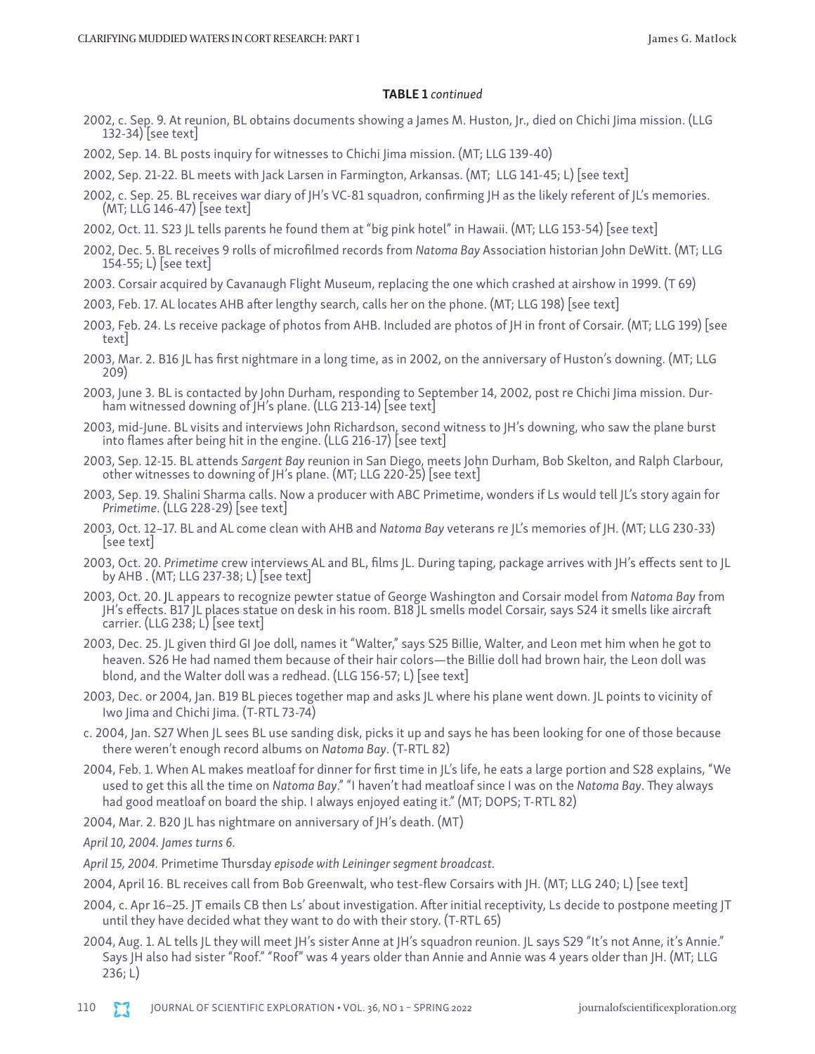**TABLE 1** *continued*

2002, c. Sep. 9. At reunion, BL obtains documents showing a James M. Huston, Jr., died on Chichi Jima mission. (LLG 132-34) [see text]

2002, Sep. 14. BL posts inquiry for witnesses to Chichi Jima mission. (MT; LLG 139-40)

2002, Sep. 21-22. BL meets with Jack Larsen in Farmington, Arkansas. (MT; LLG 141-45; L) [see text]

2002, c. Sep. 25. BL receives war diary of JH's VC-81 squadron, confirming JH as the likely referent of JL's memories. (MT; LLG 146-47) [see text]

2002, Oct. 11. S23 JL tells parents he found them at "big pink hotel" in Hawaii. (MT; LLG 153-54) [see text]

2002, Dec. 5. BL receives 9 rolls of microfilmed records from *Natoma Bay* Association historian John DeWitt. (MT; LLG 154-55; L) [see text]

2003. Corsair acquired by Cavanaugh Flight Museum, replacing the one which crashed at airshow in 1999. (T 69)

2003, Feb. 17. AL locates AHB after lengthy search, calls her on the phone. (MT; LLG 198) [see text]

2003, Feb. 24. Ls receive package of photos from AHB. Included are photos of JH in front of Corsair. (MT; LLG 199) [see text]

2003, Mar. 2. B16 JL has first nightmare in a long time, as in 2002, on the anniversary of Huston's downing. (MT; LLG 209)

2003, June 3. BL is contacted by John Durham, responding to September 14, 2002, post re Chichi Jima mission. Durham witnessed downing of JH's plane. (LLG 213-14) [see text]

2003, mid-June. BL visits and interviews John Richardson, second witness to JH's downing, who saw the plane burst into flames after being hit in the engine. (LLG 216-17) [see text]

2003, Sep. 12-15. BL attends *Sargent Bay* reunion in San Diego, meets John Durham, Bob Skelton, and Ralph Clarbour, other witnesses to downing of JH's plane. (MT; LLG 220-25) [see text]

2003, Sep. 19. Shalini Sharma calls. Now a producer with ABC Primetime, wonders if Ls would tell JL's story again for *Primetime*. (LLG 228-29) [see text]

2003, Oct. 12–17. BL and AL come clean with AHB and *Natoma Bay* veterans re JL's memories of JH. (MT; LLG 230-33) [see text]

2003, Oct. 20. *Primetime* crew interviews AL and BL, films JL. During taping, package arrives with JH's effects sent to JL by AHB . (MT; LLG 237-38; L) [see text]

2003, Oct. 20. JL appears to recognize pewter statue of George Washington and Corsair model from *Natoma Bay* from JH's effects. B17 JL places statue on desk in his room. B18 JL smells model Corsair, says S24 it smells like aircraft carrier. (LLG 238; L) [see text]

2003, Dec. 25. JL given third GI Joe doll, names it "Walter," says S25 Billie, Walter, and Leon met him when he got to heaven. S26 He had named them because of their hair colors—the Billie doll had brown hair, the Leon doll was blond, and the Walter doll was a redhead. (LLG 156-57; L) [see text]

2003, Dec. or 2004, Jan. B19 BL pieces together map and asks JL where his plane went down. JL points to vicinity of Iwo Jima and Chichi Jima. (T-RTL 73-74)

c. 2004, Jan. S27 When JL sees BL use sanding disk, picks it up and says he has been looking for one of those because there weren't enough record albums on *Natoma Bay*. (T-RTL 82)

2004, Feb. 1. When AL makes meatloaf for dinner for first time in JL's life, he eats a large portion and S28 explains, "We used to get this all the time on *Natoma Bay*." "I haven't had meatloaf since I was on the *Natoma Bay*. They always had good meatloaf on board the ship. I always enjoyed eating it." (MT; DOPS; T-RTL 82)

2004, Mar. 2. B20 JL has nightmare on anniversary of JH's death. (MT)

*April 10, 2004. James turns 6.*

*April 15, 2004.* Primetime Thursday *episode with Leininger segment broadcast.*

2004, April 16. BL receives call from Bob Greenwalt, who test-flew Corsairs with JH. (MT; LLG 240; L) [see text]

2004, c. Apr 16–25. JT emails CB then Ls' about investigation. After initial receptivity, Ls decide to postpone meeting JT until they have decided what they want to do with their story. (T-RTL 65)

2004, Aug. 1. AL tells JL they will meet JH's sister Anne at JH's squadron reunion. JL says S29 "It's not Anne, it's Annie." Says JH also had sister "Roof." "Roof" was 4 years older than Annie and Annie was 4 years older than JH. (MT; LLG 236; L)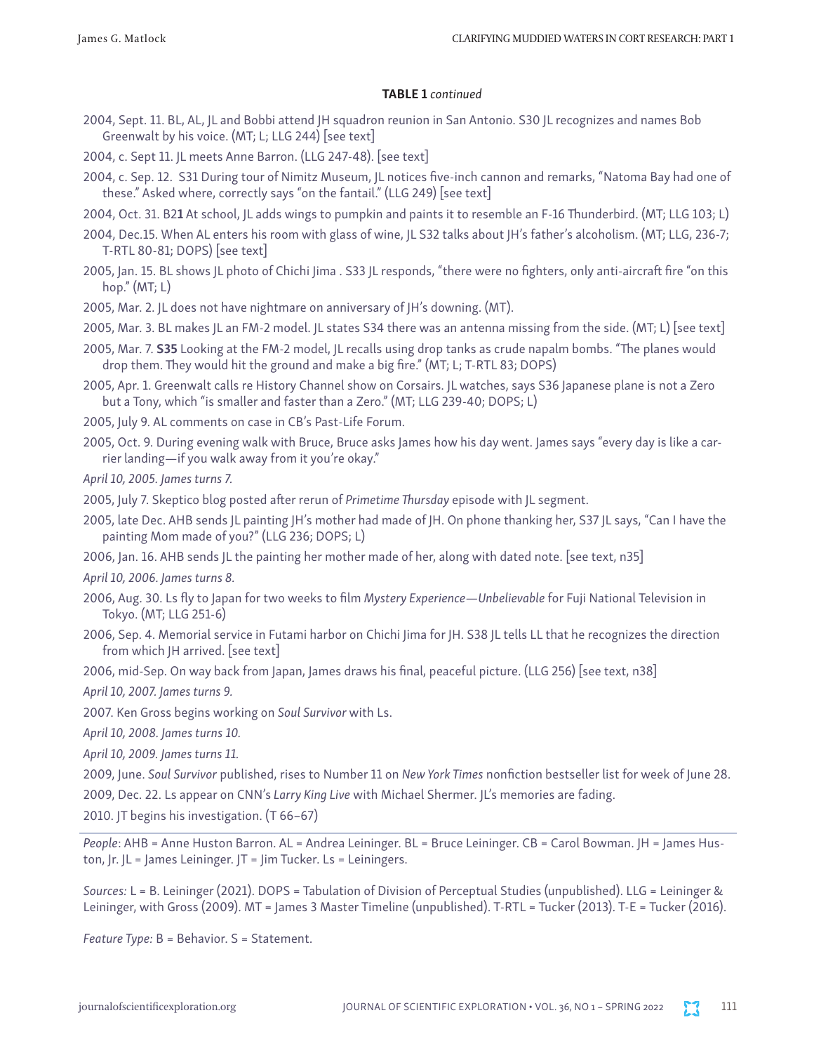**TABLE 1** *continued*

2004, Sept. 11. BL, AL, JL and Bobbi attend JH squadron reunion in San Antonio. S30 JL recognizes and names Bob Greenwalt by his voice. (MT; L; LLG 244) [see text]

2004, c. Sept 11. JL meets Anne Barron. (LLG 247-48). [see text]

2004, c. Sep. 12. S31 During tour of Nimitz Museum, JL notices five-inch cannon and remarks, "Natoma Bay had one of these." Asked where, correctly says "on the fantail." (LLG 249) [see text]

2004, Oct. 31. B2**1** At school, JL adds wings to pumpkin and paints it to resemble an F-16 Thunderbird. (MT; LLG 103; L)

2004, Dec.15. When AL enters his room with glass of wine, JL S32 talks about JH's father's alcoholism. (MT; LLG, 236-7; T-RTL 80-81; DOPS) [see text]

2005, Jan. 15. BL shows JL photo of Chichi Jima . S33 JL responds, "there were no fighters, only anti-aircraft fire "on this hop." (MT; L)

2005, Mar. 2. JL does not have nightmare on anniversary of JH's downing. (MT).

2005, Mar. 3. BL makes JL an FM-2 model. JL states S34 there was an antenna missing from the side. (MT; L) [see text]

2005, Mar. 7. **S35** Looking at the FM-2 model, JL recalls using drop tanks as crude napalm bombs. "The planes would drop them. They would hit the ground and make a big fire." (MT; L; T-RTL 83; DOPS)

2005, Apr. 1. Greenwalt calls re History Channel show on Corsairs. JL watches, says S36 Japanese plane is not a Zero but a Tony, which "is smaller and faster than a Zero." (MT; LLG 239-40; DOPS; L)

2005, July 9. AL comments on case in CB's Past-Life Forum.

2005, Oct. 9. During evening walk with Bruce, Bruce asks James how his day went. James says "every day is like a carrier landing—if you walk away from it you're okay."

*April 10, 2005. James turns 7.*

2005, July 7. Skeptico blog posted after rerun of *Primetime Thursday* episode with JL segment.

2005, late Dec. AHB sends JL painting JH's mother had made of JH. On phone thanking her, S37 JL says, "Can I have the painting Mom made of you?" (LLG 236; DOPS; L)

2006, Jan. 16. AHB sends JL the painting her mother made of her, along with dated note. [see text, n35]

*April 10, 2006. James turns 8.*

2006, Aug. 30. Ls fly to Japan for two weeks to film *Mystery Experience—Unbelievable* for Fuji National Television in Tokyo. (MT; LLG 251-6)

2006, Sep. 4. Memorial service in Futami harbor on Chichi Jima for JH. S38 JL tells LL that he recognizes the direction from which JH arrived. [see text]

2006, mid-Sep. On way back from Japan, James draws his final, peaceful picture. (LLG 256) [see text, n38]

*April 10, 2007. James turns 9.*

2007. Ken Gross begins working on *Soul Survivor* with Ls.

*April 10, 2008. James turns 10.*

*April 10, 2009. James turns 11.*

2009, June. *Soul Survivor* published, rises to Number 11 on *New York Times* nonfiction bestseller list for week of June 28.

2009, Dec. 22. Ls appear on CNN's *Larry King Live* with Michael Shermer. JL's memories are fading.

2010. JT begins his investigation. (T 66–67)

*People*: AHB = Anne Huston Barron. AL = Andrea Leininger. BL = Bruce Leininger. CB = Carol Bowman. JH = James Huston, Jr. JL = James Leininger. JT = Jim Tucker. Ls = Leiningers.

*Sources:* L = B. Leininger (2021). DOPS = Tabulation of Division of Perceptual Studies (unpublished). LLG = Leininger & Leininger, with Gross (2009). MT = James 3 Master Timeline (unpublished). T-RTL = Tucker (2013). T-E = Tucker (2016).

*Feature Type:* B = Behavior. S = Statement.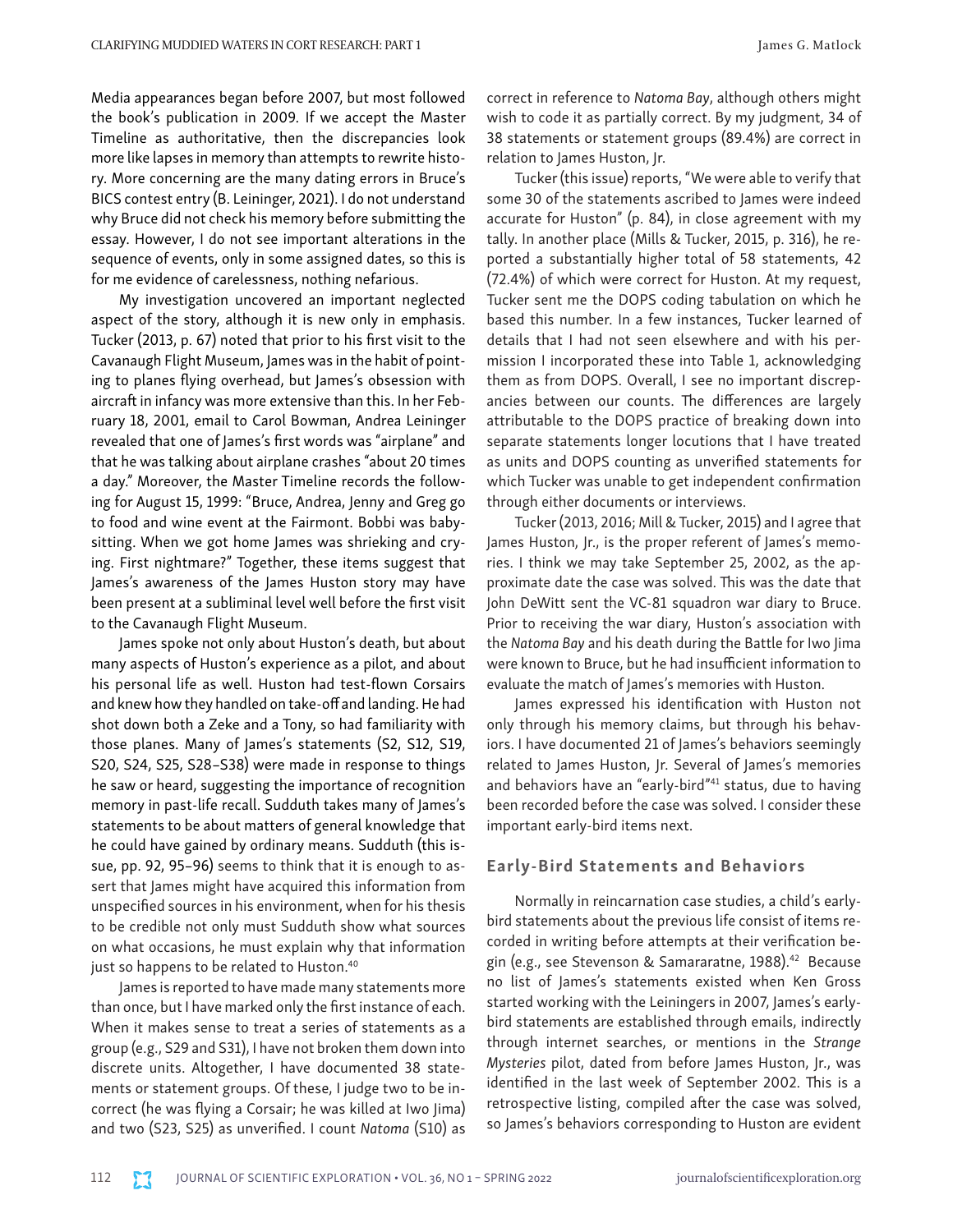Media appearances began before 2007, but most followed the book's publication in 2009. If we accept the Master Timeline as authoritative, then the discrepancies look more like lapses in memory than attempts to rewrite history. More concerning are the many dating errors in Bruce's BICS contest entry (B. Leininger, 2021). I do not understand why Bruce did not check his memory before submitting the essay. However, I do not see important alterations in the sequence of events, only in some assigned dates, so this is for me evidence of carelessness, nothing nefarious.

My investigation uncovered an important neglected aspect of the story, although it is new only in emphasis. Tucker (2013, p. 67) noted that prior to his first visit to the Cavanaugh Flight Museum, James was in the habit of pointing to planes flying overhead, but James's obsession with aircraft in infancy was more extensive than this. In her February 18, 2001, email to Carol Bowman, Andrea Leininger revealed that one of James's first words was "airplane" and that he was talking about airplane crashes "about 20 times a day." Moreover, the Master Timeline records the following for August 15, 1999: "Bruce, Andrea, Jenny and Greg go to food and wine event at the Fairmont. Bobbi was babysitting. When we got home James was shrieking and crying. First nightmare?" Together, these items suggest that James's awareness of the James Huston story may have been present at a subliminal level well before the first visit to the Cavanaugh Flight Museum.

James spoke not only about Huston's death, but about many aspects of Huston's experience as a pilot, and about his personal life as well. Huston had test-flown Corsairs and knew how they handled on take-off and landing. He had shot down both a Zeke and a Tony, so had familiarity with those planes. Many of James's statements (S2, S12, S19, S20, S24, S25, S28–S38) were made in response to things he saw or heard, suggesting the importance of recognition memory in past-life recall. Sudduth takes many of James's statements to be about matters of general knowledge that he could have gained by ordinary means. Sudduth (this issue, pp. 92, 95–96) seems to think that it is enough to assert that James might have acquired this information from unspecified sources in his environment, when for his thesis to be credible not only must Sudduth show what sources on what occasions, he must explain why that information just so happens to be related to Huston.[40]

James is reported to have made many statements more than once, but I have marked only the first instance of each. When it makes sense to treat a series of statements as a group (e.g., S29 and S31), I have not broken them down into discrete units. Altogether, I have documented 38 statements or statement groups. Of these, I judge two to be incorrect (he was flying a Corsair; he was killed at Iwo Jima) and two (S23, S25) as unverified. I count *Natoma* (S10) as correct in reference to *Natoma Bay*, although others might wish to code it as partially correct. By my judgment, 34 of 38 statements or statement groups (89.4%) are correct in relation to James Huston, Jr.

Tucker (this issue) reports, "We were able to verify that some 30 of the statements ascribed to James were indeed accurate for Huston" (p. 84), in close agreement with my tally. In another place (Mills & Tucker, 2015, p. 316), he reported a substantially higher total of 58 statements, 42 (72.4%) of which were correct for Huston. At my request, Tucker sent me the DOPS coding tabulation on which he based this number. In a few instances, Tucker learned of details that I had not seen elsewhere and with his permission I incorporated these into Table 1, acknowledging them as from DOPS. Overall, I see no important discrepancies between our counts. The differences are largely attributable to the DOPS practice of breaking down into separate statements longer locutions that I have treated as units and DOPS counting as unverified statements for which Tucker was unable to get independent confirmation through either documents or interviews.

Tucker (2013, 2016; Mill & Tucker, 2015) and I agree that James Huston, Jr., is the proper referent of James's memories. I think we may take September 25, 2002, as the approximate date the case was solved. This was the date that John DeWitt sent the VC-81 squadron war diary to Bruce. Prior to receiving the war diary, Huston's association with the *Natoma Bay* and his death during the Battle for Iwo Jima were known to Bruce, but he had insufficient information to evaluate the match of James's memories with Huston.

James expressed his identification with Huston not only through his memory claims, but through his behaviors. I have documented 21 of James's behaviors seemingly related to James Huston, Jr. Several of James's memories and behaviors have an "early-bird"[41] status, due to having been recorded before the case was solved. I consider these important early-bird items next.

## Early-Bird Statements and Behaviors

Normally in reincarnation case studies, a child's early-bird statements about the previous life consist of items recorded in writing before attempts at their verification begin (e.g., see Stevenson & Samararatne, 1988).[42] Because no list of James's statements existed when Ken Gross started working with the Leiningers in 2007, James's early-bird statements are established through emails, indirectly through internet searches, or mentions in the *Strange Mysteries* pilot, dated from before James Huston, Jr., was identified in the last week of September 2002. This is a retrospective listing, compiled after the case was solved, so James's behaviors corresponding to Huston are evident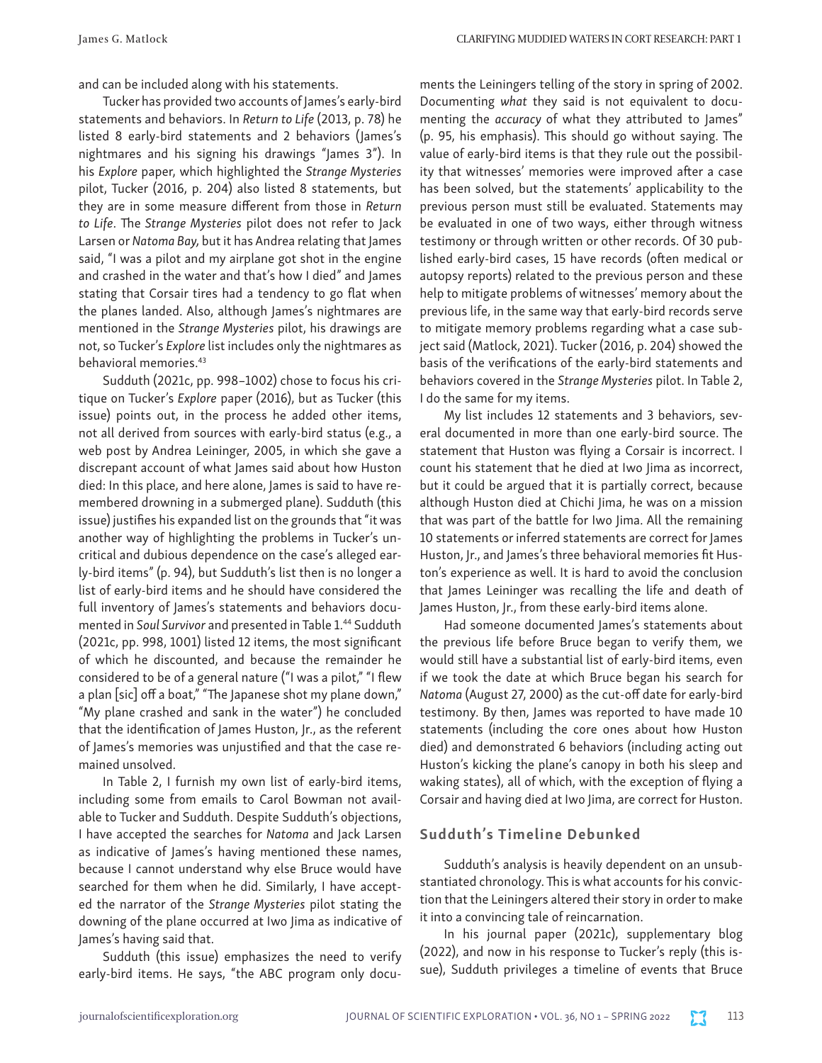and can be included along with his statements.

Tucker has provided two accounts of James's early-bird statements and behaviors. In *Return to Life* (2013, p. 78) he listed 8 early-bird statements and 2 behaviors (James's nightmares and his signing his drawings "James 3"). In his *Explore* paper, which highlighted the *Strange Mysteries* pilot, Tucker (2016, p. 204) also listed 8 statements, but they are in some measure different from those in *Return to Life*. The *Strange Mysteries* pilot does not refer to Jack Larsen or *Natoma Bay*, but it has Andrea relating that James said, "I was a pilot and my airplane got shot in the engine and crashed in the water and that's how I died" and James stating that Corsair tires had a tendency to go flat when the planes landed. Also, although James's nightmares are mentioned in the *Strange Mysteries* pilot, his drawings are not, so Tucker's *Explore* list includes only the nightmares as behavioral memories.[43]

Sudduth (2021c, pp. 998–1002) chose to focus his critique on Tucker's *Explore* paper (2016), but as Tucker (this issue) points out, in the process he added other items, not all derived from sources with early-bird status (e.g., a web post by Andrea Leininger, 2005, in which she gave a discrepant account of what James said about how Huston died: In this place, and here alone, James is said to have remembered drowning in a submerged plane). Sudduth (this issue) justifies his expanded list on the grounds that "it was another way of highlighting the problems in Tucker's uncritical and dubious dependence on the case's alleged early-bird items" (p. 94), but Sudduth's list then is no longer a list of early-bird items and he should have considered the full inventory of James's statements and behaviors documented in *Soul Survivor* and presented in Table 1.[44] Sudduth (2021c, pp. 998, 1001) listed 12 items, the most significant of which he discounted, and because the remainder he considered to be of a general nature ("I was a pilot," "I flew a plan [sic] off a boat," "The Japanese shot my plane down," "My plane crashed and sank in the water") he concluded that the identification of James Huston, Jr., as the referent of James's memories was unjustified and that the case remained unsolved.

In Table 2, I furnish my own list of early-bird items, including some from emails to Carol Bowman not available to Tucker and Sudduth. Despite Sudduth's objections, I have accepted the searches for *Natoma* and Jack Larsen as indicative of James's having mentioned these names, because I cannot understand why else Bruce would have searched for them when he did. Similarly, I have accepted the narrator of the *Strange Mysteries* pilot stating the downing of the plane occurred at Iwo Jima as indicative of James's having said that.

Sudduth (this issue) emphasizes the need to verify early-bird items. He says, "the ABC program only documents the Leiningers telling of the story in spring of 2002. Documenting *what* they said is not equivalent to documenting the *accuracy* of what they attributed to James" (p. 95, his emphasis). This should go without saying. The value of early-bird items is that they rule out the possibility that witnesses' memories were improved after a case has been solved, but the statements' applicability to the previous person must still be evaluated. Statements may be evaluated in one of two ways, either through witness testimony or through written or other records. Of 30 published early-bird cases, 15 have records (often medical or autopsy reports) related to the previous person and these help to mitigate problems of witnesses' memory about the previous life, in the same way that early-bird records serve to mitigate memory problems regarding what a case subject said (Matlock, 2021). Tucker (2016, p. 204) showed the basis of the verifications of the early-bird statements and behaviors covered in the *Strange Mysteries* pilot. In Table 2, I do the same for my items.

My list includes 12 statements and 3 behaviors, several documented in more than one early-bird source. The statement that Huston was flying a Corsair is incorrect. I count his statement that he died at Iwo Jima as incorrect, but it could be argued that it is partially correct, because although Huston died at Chichi Jima, he was on a mission that was part of the battle for Iwo Jima. All the remaining 10 statements or inferred statements are correct for James Huston, Jr., and James's three behavioral memories fit Huston's experience as well. It is hard to avoid the conclusion that James Leininger was recalling the life and death of James Huston, Jr., from these early-bird items alone.

Had someone documented James's statements about the previous life before Bruce began to verify them, we would still have a substantial list of early-bird items, even if we took the date at which Bruce began his search for *Natoma* (August 27, 2000) as the cut-off date for early-bird testimony. By then, James was reported to have made 10 statements (including the core ones about how Huston died) and demonstrated 6 behaviors (including acting out Huston's kicking the plane's canopy in both his sleep and waking states), all of which, with the exception of flying a Corsair and having died at Iwo Jima, are correct for Huston.

## Sudduth's Timeline Debunked

Sudduth's analysis is heavily dependent on an unsubstantiated chronology. This is what accounts for his conviction that the Leiningers altered their story in order to make it into a convincing tale of reincarnation.

In his journal paper (2021c), supplementary blog (2022), and now in his response to Tucker's reply (this issue), Sudduth privileges a timeline of events that Bruce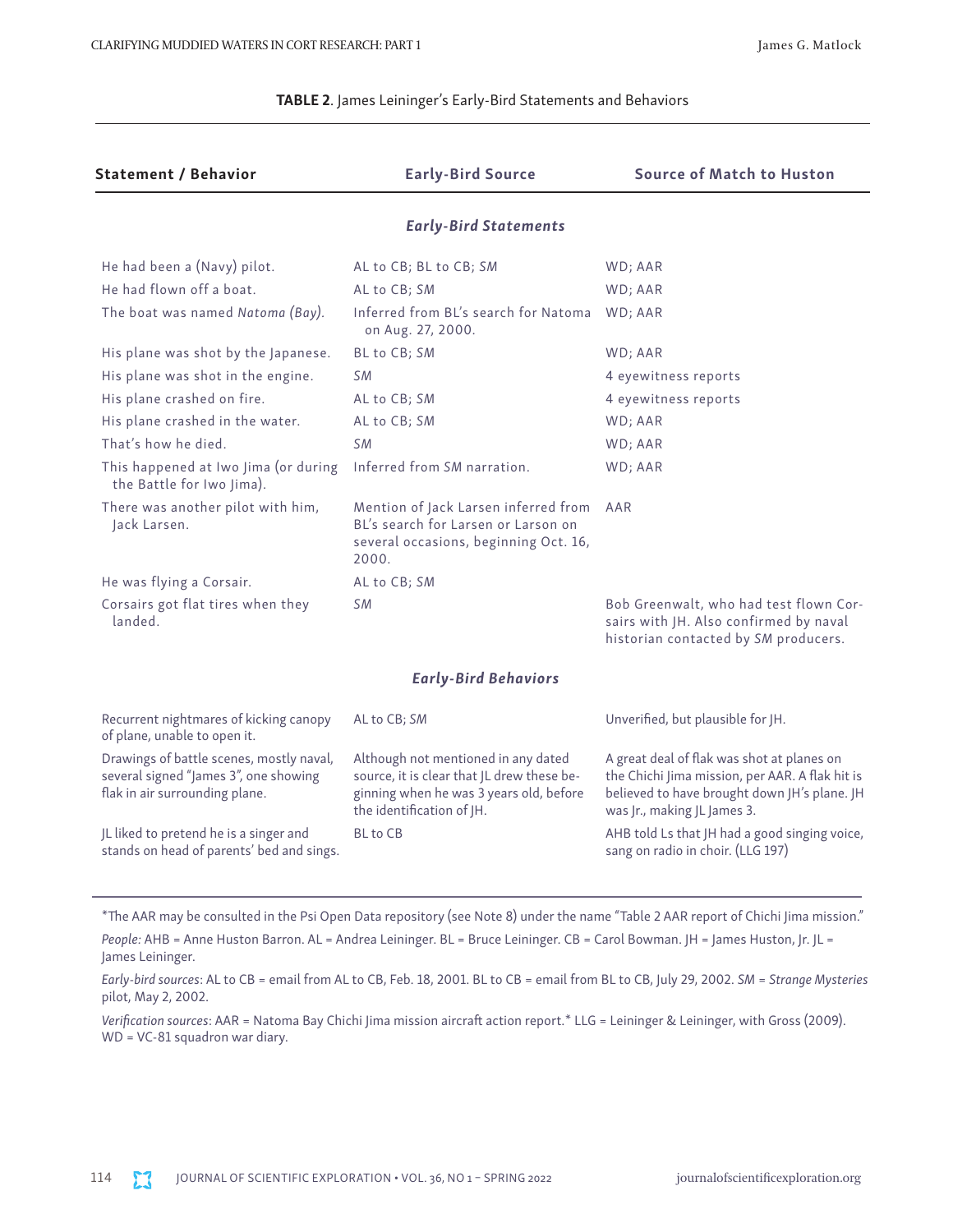**TABLE 2**. James Leininger's Early-Bird Statements and Behaviors

| Statement / Behavior | Early-Bird Source | Source of Match to Huston |
|---|---|---|
| ***Early-Bird Statements*** | | |
| He had been a (Navy) pilot. | AL to CB; BL to CB; *SM* | WD; AAR |
| He had flown off a boat. | AL to CB; *SM* | WD; AAR |
| The boat was named *Natoma (Bay)*. | Inferred from BL's search for Natoma on Aug. 27, 2000. | WD; AAR |
| His plane was shot by the Japanese. | BL to CB; *SM* | WD; AAR |
| His plane was shot in the engine. | *SM* | 4 eyewitness reports |
| His plane crashed on fire. | AL to CB; *SM* | 4 eyewitness reports |
| His plane crashed in the water. | AL to CB; *SM* | WD; AAR |
| That's how he died. | *SM* | WD; AAR |
| This happened at Iwo Jima (or during the Battle for Iwo Jima). | Inferred from *SM* narration. | WD; AAR |
| There was another pilot with him, Jack Larsen. | Mention of Jack Larsen inferred from BL's search for Larsen or Larson on several occasions, beginning Oct. 16, 2000. | AAR |
| He was flying a Corsair. | AL to CB; *SM* | |
| Corsairs got flat tires when they landed. | *SM* | Bob Greenwalt, who had test flown Corsairs with JH. Also confirmed by naval historian contacted by *SM* producers. |
| ***Early-Bird Behaviors*** | | |
| Recurrent nightmares of kicking canopy of plane, unable to open it. | AL to CB; *SM* | Unverified, but plausible for JH. |
| Drawings of battle scenes, mostly naval, several signed "James 3", one showing flak in air surrounding plane. | Although not mentioned in any dated source, it is clear that JL drew these beginning when he was 3 years old, before the identification of JH. | A great deal of flak was shot at planes on the Chichi Jima mission, per AAR. A flak hit is believed to have brought down JH's plane. JH was Jr., making JL James 3. |
| JL liked to pretend he is a singer and stands on head of parents' bed and sings. | BL to CB | AHB told Ls that JH had a good singing voice, sang on radio in choir. (LLG 197) |

*The AAR may be consulted in the Psi Open Data repository (see Note 8) under the name "Table 2 AAR report of Chichi Jima mission."

*People:* AHB = Anne Huston Barron. AL = Andrea Leininger. BL = Bruce Leininger. CB = Carol Bowman. JH = James Huston, Jr. JL = James Leininger.

*Early-bird sources*: AL to CB = email from AL to CB, Feb. 18, 2001. BL to CB = email from BL to CB, July 29, 2002. *SM* = *Strange Mysteries* pilot, May 2, 2002.

*Verification sources*: AAR = Natoma Bay Chichi Jima mission aircraft action report.* LLG = Leininger & Leininger, with Gross (2009). WD = VC-81 squadron war diary.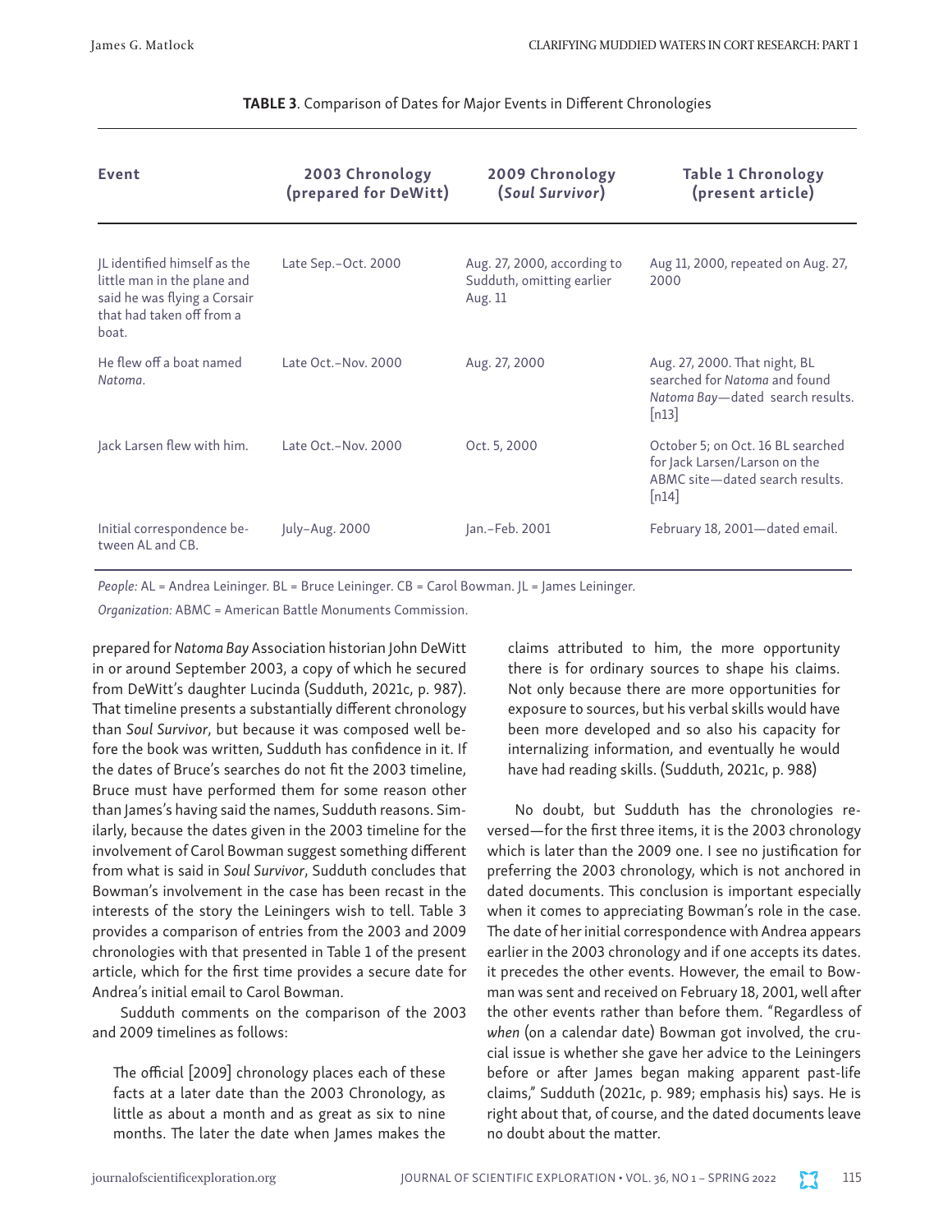**TABLE 3**. Comparison of Dates for Major Events in Different Chronologies

| Event | 2003 Chronology (prepared for DeWitt) | 2009 Chronology (*Soul Survivor*) | Table 1 Chronology (present article) |
|---|---|---|---|
| JL identified himself as the little man in the plane and said he was flying a Corsair that had taken off from a boat. | Late Sep.–Oct. 2000 | Aug. 27, 2000, according to Sudduth, omitting earlier Aug. 11 | Aug 11, 2000, repeated on Aug. 27, 2000 |
| He flew off a boat named *Natoma*. | Late Oct.–Nov. 2000 | Aug. 27, 2000 | Aug. 27, 2000. That night, BL searched for *Natoma* and found *Natoma Bay*—dated search results. [n13] |
| Jack Larsen flew with him. | Late Oct.–Nov. 2000 | Oct. 5, 2000 | October 5; on Oct. 16 BL searched for Jack Larsen/Larson on the ABMC site—dated search results. [n14] |
| Initial correspondence between AL and CB. | July–Aug. 2000 | Jan.–Feb. 2001 | February 18, 2001—dated email. |

*People:* AL = Andrea Leininger. BL = Bruce Leininger. CB = Carol Bowman. JL = James Leininger.

*Organization:* ABMC = American Battle Monuments Commission.

prepared for *Natoma Bay* Association historian John DeWitt in or around September 2003, a copy of which he secured from DeWitt's daughter Lucinda (Sudduth, 2021c, p. 987). That timeline presents a substantially different chronology than *Soul Survivor*, but because it was composed well before the book was written, Sudduth has confidence in it. If the dates of Bruce's searches do not fit the 2003 timeline, Bruce must have performed them for some reason other than James's having said the names, Sudduth reasons. Similarly, because the dates given in the 2003 timeline for the involvement of Carol Bowman suggest something different from what is said in *Soul Survivor*, Sudduth concludes that Bowman's involvement in the case has been recast in the interests of the story the Leiningers wish to tell. Table 3 provides a comparison of entries from the 2003 and 2009 chronologies with that presented in Table 1 of the present article, which for the first time provides a secure date for Andrea's initial email to Carol Bowman.

Sudduth comments on the comparison of the 2003 and 2009 timelines as follows:

> The official [2009] chronology places each of these facts at a later date than the 2003 Chronology, as little as about a month and as great as six to nine months. The later the date when James makes the claims attributed to him, the more opportunity there is for ordinary sources to shape his claims. Not only because there are more opportunities for exposure to sources, but his verbal skills would have been more developed and so also his capacity for internalizing information, and eventually he would have had reading skills. (Sudduth, 2021c, p. 988)

No doubt, but Sudduth has the chronologies reversed—for the first three items, it is the 2003 chronology which is later than the 2009 one. I see no justification for preferring the 2003 chronology, which is not anchored in dated documents. This conclusion is important especially when it comes to appreciating Bowman's role in the case. The date of her initial correspondence with Andrea appears earlier in the 2003 chronology and if one accepts its dates. it precedes the other events. However, the email to Bowman was sent and received on February 18, 2001, well after the other events rather than before them. "Regardless of *when* (on a calendar date) Bowman got involved, the crucial issue is whether she gave her advice to the Leiningers before or after James began making apparent past-life claims," Sudduth (2021c, p. 989; emphasis his) says. He is right about that, of course, and the dated documents leave no doubt about the matter.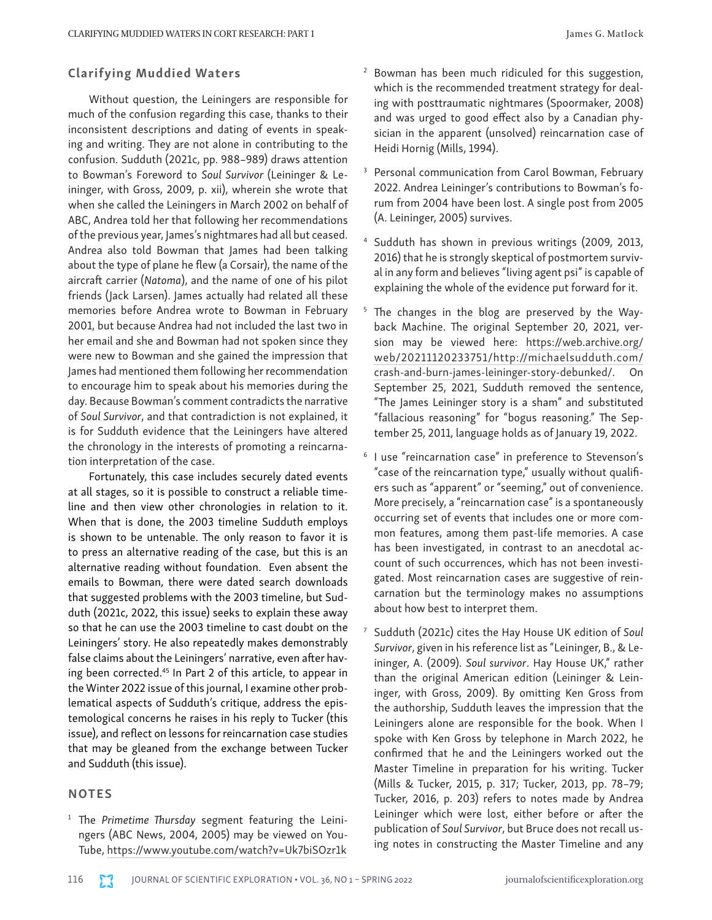## Clarifying Muddied Waters

Without question, the Leiningers are responsible for much of the confusion regarding this case, thanks to their inconsistent descriptions and dating of events in speaking and writing. They are not alone in contributing to the confusion. Sudduth (2021c, pp. 988–989) draws attention to Bowman's Foreword to *Soul Survivor* (Leininger & Leininger, with Gross, 2009, p. xii), wherein she wrote that when she called the Leiningers in March 2002 on behalf of ABC, Andrea told her that following her recommendations of the previous year, James's nightmares had all but ceased. Andrea also told Bowman that James had been talking about the type of plane he flew (a Corsair), the name of the aircraft carrier (*Natoma*), and the name of one of his pilot friends (Jack Larsen). James actually had related all these memories before Andrea wrote to Bowman in February 2001, but because Andrea had not included the last two in her email and she and Bowman had not spoken since they were new to Bowman and she gained the impression that James had mentioned them following her recommendation to encourage him to speak about his memories during the day. Because Bowman's comment contradicts the narrative of *Soul Survivor*, and that contradiction is not explained, it is for Sudduth evidence that the Leiningers have altered the chronology in the interests of promoting a reincarnation interpretation of the case.

Fortunately, this case includes securely dated events at all stages, so it is possible to construct a reliable timeline and then view other chronologies in relation to it. When that is done, the 2003 timeline Sudduth employs is shown to be untenable. The only reason to favor it is to press an alternative reading of the case, but this is an alternative reading without foundation. Even absent the emails to Bowman, there were dated search downloads that suggested problems with the 2003 timeline, but Sudduth (2021c, 2022, this issue) seeks to explain these away so that he can use the 2003 timeline to cast doubt on the Leiningers' story. He also repeatedly makes demonstrably false claims about the Leiningers' narrative, even after having been corrected.[45] In Part 2 of this article, to appear in the Winter 2022 issue of this journal, I examine other problematical aspects of Sudduth's critique, address the epistemological concerns he raises in his reply to Tucker (this issue), and reflect on lessons for reincarnation case studies that may be gleaned from the exchange between Tucker and Sudduth (this issue).

## NOTES

1. The *Primetime Thursday* segment featuring the Leiningers (ABC News, 2004, 2005) may be viewed on YouTube, https://www.youtube.com/watch?v=Uk7biSOzr1k

2. Bowman has been much ridiculed for this suggestion, which is the recommended treatment strategy for dealing with posttraumatic nightmares (Spoormaker, 2008) and was urged to good effect also by a Canadian physician in the apparent (unsolved) reincarnation case of Heidi Hornig (Mills, 1994).

3. Personal communication from Carol Bowman, February 2022. Andrea Leininger's contributions to Bowman's forum from 2004 have been lost. A single post from 2005 (A. Leininger, 2005) survives.

4. Sudduth has shown in previous writings (2009, 2013, 2016) that he is strongly skeptical of postmortem survival in any form and believes "living agent psi" is capable of explaining the whole of the evidence put forward for it.

5. The changes in the blog are preserved by the Wayback Machine. The original September 20, 2021, version may be viewed here: https://web.archive.org/web/20211120233751/http://michaelsudduth.com/crash-and-burn-james-leininger-story-debunked/. On September 25, 2021, Sudduth removed the sentence, "The James Leininger story is a sham" and substituted "fallacious reasoning" for "bogus reasoning." The September 25, 2011, language holds as of January 19, 2022.

6. I use "reincarnation case" in preference to Stevenson's "case of the reincarnation type," usually without qualifiers such as "apparent" or "seeming," out of convenience. More precisely, a "reincarnation case" is a spontaneously occurring set of events that includes one or more common features, among them past-life memories. A case has been investigated, in contrast to an anecdotal account of such occurrences, which has not been investigated. Most reincarnation cases are suggestive of reincarnation but the terminology makes no assumptions about how best to interpret them.

7. Sudduth (2021c) cites the Hay House UK edition of *Soul Survivor*, given in his reference list as "Leininger, B., & Leininger, A. (2009). *Soul survivor*. Hay House UK," rather than the original American edition (Leininger & Leininger, with Gross, 2009). By omitting Ken Gross from the authorship, Sudduth leaves the impression that the Leiningers alone are responsible for the book. When I spoke with Ken Gross by telephone in March 2022, he confirmed that he and the Leiningers worked out the Master Timeline in preparation for his writing. Tucker (Mills & Tucker, 2015, p. 317; Tucker, 2013, pp. 78–79; Tucker, 2016, p. 203) refers to notes made by Andrea Leininger which were lost, either before or after the publication of *Soul Survivor*, but Bruce does not recall using notes in constructing the Master Timeline and any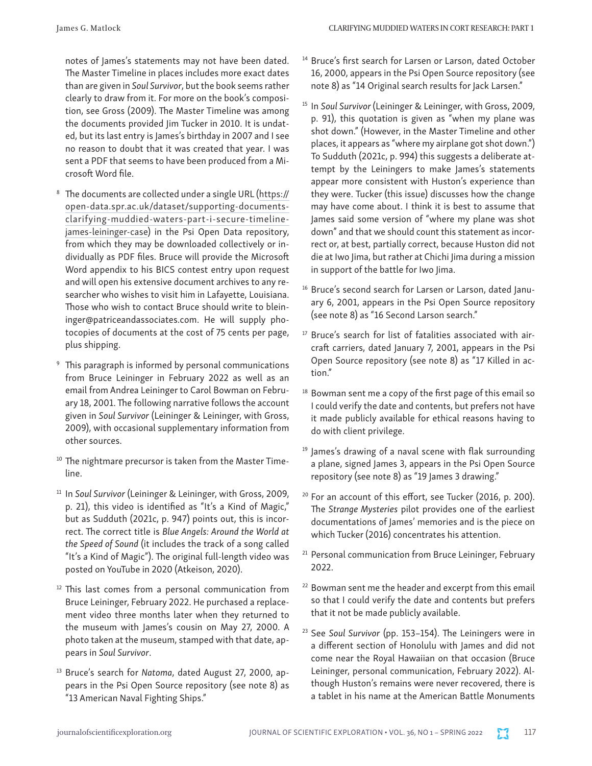notes of James's statements may not have been dated. The Master Timeline in places includes more exact dates than are given in *Soul Survivor*, but the book seems rather clearly to draw from it. For more on the book's composition, see Gross (2009). The Master Timeline was among the documents provided Jim Tucker in 2010. It is undated, but its last entry is James's birthday in 2007 and I see no reason to doubt that it was created that year. I was sent a PDF that seems to have been produced from a Microsoft Word file.

[8] The documents are collected under a single URL (https://open-data.spr.ac.uk/dataset/supporting-documents-clarifying-muddied-waters-part-i-secure-timeline-james-leininger-case) in the Psi Open Data repository, from which they may be downloaded collectively or individually as PDF files. Bruce will provide the Microsoft Word appendix to his BICS contest entry upon request and will open his extensive document archives to any researcher who wishes to visit him in Lafayette, Louisiana. Those who wish to contact Bruce should write to bleininger@patriceandassociates.com. He will supply photocopies of documents at the cost of 75 cents per page, plus shipping.

[9] This paragraph is informed by personal communications from Bruce Leininger in February 2022 as well as an email from Andrea Leininger to Carol Bowman on February 18, 2001. The following narrative follows the account given in *Soul Survivor* (Leininger & Leininger, with Gross, 2009), with occasional supplementary information from other sources.

[10] The nightmare precursor is taken from the Master Timeline.

[11] In *Soul Survivor* (Leininger & Leininger, with Gross, 2009, p. 21), this video is identified as "It's a Kind of Magic," but as Sudduth (2021c, p. 947) points out, this is incorrect. The correct title is *Blue Angels: Around the World at the Speed of Sound* (it includes the track of a song called "It's a Kind of Magic"). The original full-length video was posted on YouTube in 2020 (Atkeison, 2020).

[12] This last comes from a personal communication from Bruce Leininger, February 2022. He purchased a replacement video three months later when they returned to the museum with James's cousin on May 27, 2000. A photo taken at the museum, stamped with that date, appears in *Soul Survivor*.

[13] Bruce's search for *Natoma*, dated August 27, 2000, appears in the Psi Open Source repository (see note 8) as "13 American Naval Fighting Ships."

[14] Bruce's first search for Larsen or Larson, dated October 16, 2000, appears in the Psi Open Source repository (see note 8) as "14 Original search results for Jack Larsen."

[15] In *Soul Survivor* (Leininger & Leininger, with Gross, 2009, p. 91), this quotation is given as "when my plane was shot down." (However, in the Master Timeline and other places, it appears as "where my airplane got shot down.") To Sudduth (2021c, p. 994) this suggests a deliberate attempt by the Leiningers to make James's statements appear more consistent with Huston's experience than they were. Tucker (this issue) discusses how the change may have come about. I think it is best to assume that James said some version of "where my plane was shot down" and that we should count this statement as incorrect or, at best, partially correct, because Huston did not die at Iwo Jima, but rather at Chichi Jima during a mission in support of the battle for Iwo Jima.

[16] Bruce's second search for Larsen or Larson, dated January 6, 2001, appears in the Psi Open Source repository (see note 8) as "16 Second Larson search."

[17] Bruce's search for list of fatalities associated with aircraft carriers, dated January 7, 2001, appears in the Psi Open Source repository (see note 8) as "17 Killed in action."

[18] Bowman sent me a copy of the first page of this email so I could verify the date and contents, but prefers not have it made publicly available for ethical reasons having to do with client privilege.

[19] James's drawing of a naval scene with flak surrounding a plane, signed James 3, appears in the Psi Open Source repository (see note 8) as "19 James 3 drawing."

[20] For an account of this effort, see Tucker (2016, p. 200). The *Strange Mysteries* pilot provides one of the earliest documentations of James' memories and is the piece on which Tucker (2016) concentrates his attention.

[21] Personal communication from Bruce Leininger, February 2022.

[22] Bowman sent me the header and excerpt from this email so that I could verify the date and contents but prefers that it not be made publicly available.

[23] See *Soul Survivor* (pp. 153–154). The Leiningers were in a different section of Honolulu with James and did not come near the Royal Hawaiian on that occasion (Bruce Leininger, personal communication, February 2022). Although Huston's remains were never recovered, there is a tablet in his name at the American Battle Monuments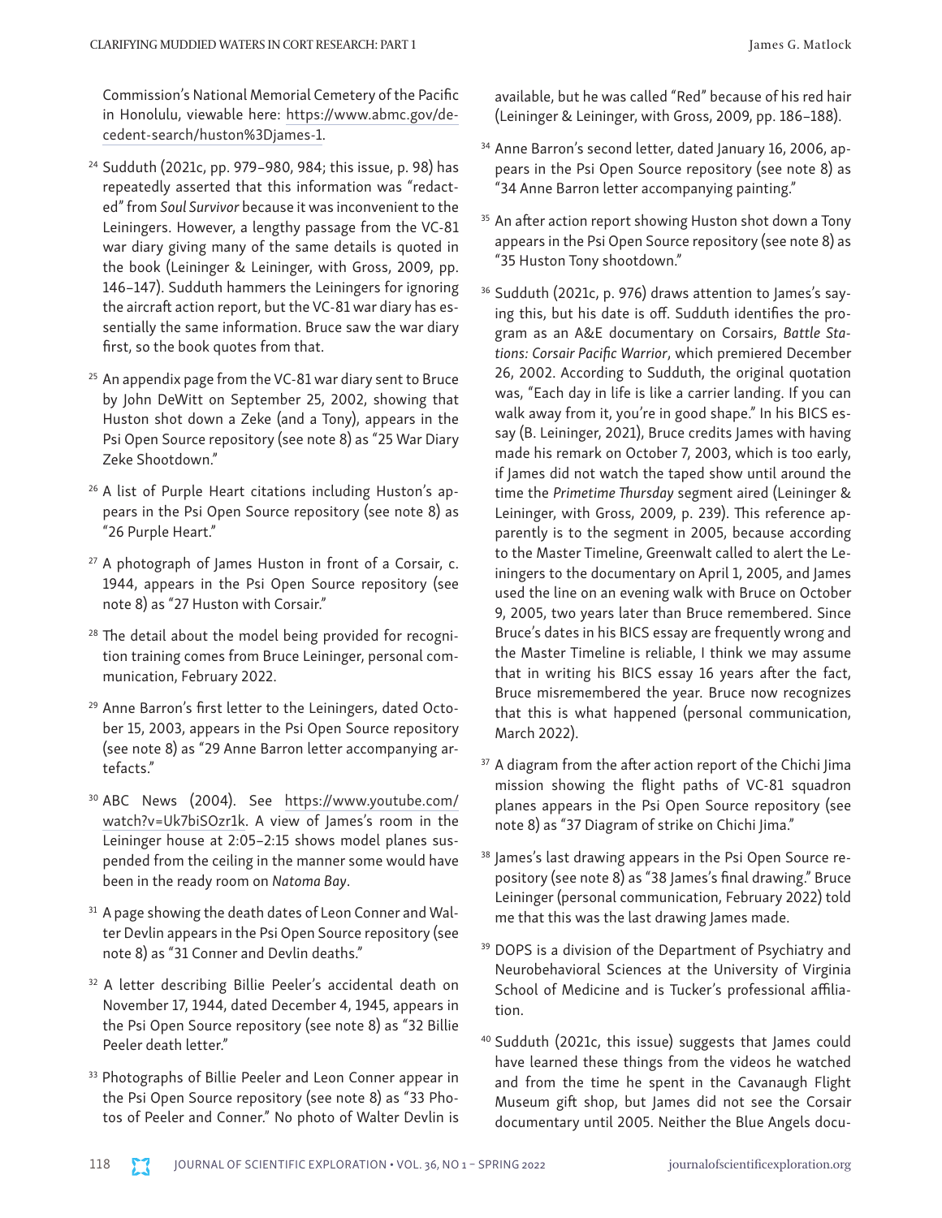Commission's National Memorial Cemetery of the Pacific in Honolulu, viewable here: https://www.abmc.gov/decedent-search/huston%3Djames-1.

[24] Sudduth (2021c, pp. 979–980, 984; this issue, p. 98) has repeatedly asserted that this information was "redacted" from *Soul Survivor* because it was inconvenient to the Leiningers. However, a lengthy passage from the VC-81 war diary giving many of the same details is quoted in the book (Leininger & Leininger, with Gross, 2009, pp. 146–147). Sudduth hammers the Leiningers for ignoring the aircraft action report, but the VC-81 war diary has essentially the same information. Bruce saw the war diary first, so the book quotes from that.

[25] An appendix page from the VC-81 war diary sent to Bruce by John DeWitt on September 25, 2002, showing that Huston shot down a Zeke (and a Tony), appears in the Psi Open Source repository (see note 8) as "25 War Diary Zeke Shootdown."

[26] A list of Purple Heart citations including Huston's appears in the Psi Open Source repository (see note 8) as "26 Purple Heart."

[27] A photograph of James Huston in front of a Corsair, c. 1944, appears in the Psi Open Source repository (see note 8) as "27 Huston with Corsair."

[28] The detail about the model being provided for recognition training comes from Bruce Leininger, personal communication, February 2022.

[29] Anne Barron's first letter to the Leiningers, dated October 15, 2003, appears in the Psi Open Source repository (see note 8) as "29 Anne Barron letter accompanying artefacts."

[30] ABC News (2004). See https://www.youtube.com/watch?v=Uk7biSOzr1k. A view of James's room in the Leininger house at 2:05–2:15 shows model planes suspended from the ceiling in the manner some would have been in the ready room on *Natoma Bay*.

[31] A page showing the death dates of Leon Conner and Walter Devlin appears in the Psi Open Source repository (see note 8) as "31 Conner and Devlin deaths."

[32] A letter describing Billie Peeler's accidental death on November 17, 1944, dated December 4, 1945, appears in the Psi Open Source repository (see note 8) as "32 Billie Peeler death letter."

[33] Photographs of Billie Peeler and Leon Conner appear in the Psi Open Source repository (see note 8) as "33 Photos of Peeler and Conner." No photo of Walter Devlin is available, but he was called "Red" because of his red hair (Leininger & Leininger, with Gross, 2009, pp. 186–188).

[34] Anne Barron's second letter, dated January 16, 2006, appears in the Psi Open Source repository (see note 8) as "34 Anne Barron letter accompanying painting."

[35] An after action report showing Huston shot down a Tony appears in the Psi Open Source repository (see note 8) as "35 Huston Tony shootdown."

[36] Sudduth (2021c, p. 976) draws attention to James's saying this, but his date is off. Sudduth identifies the program as an A&E documentary on Corsairs, *Battle Stations: Corsair Pacific Warrior*, which premiered December 26, 2002. According to Sudduth, the original quotation was, "Each day in life is like a carrier landing. If you can walk away from it, you're in good shape." In his BICS essay (B. Leininger, 2021), Bruce credits James with having made his remark on October 7, 2003, which is too early, if James did not watch the taped show until around the time the *Primetime Thursday* segment aired (Leininger & Leininger, with Gross, 2009, p. 239). This reference apparently is to the segment in 2005, because according to the Master Timeline, Greenwalt called to alert the Leiningers to the documentary on April 1, 2005, and James used the line on an evening walk with Bruce on October 9, 2005, two years later than Bruce remembered. Since Bruce's dates in his BICS essay are frequently wrong and the Master Timeline is reliable, I think we may assume that in writing his BICS essay 16 years after the fact, Bruce misremembered the year. Bruce now recognizes that this is what happened (personal communication, March 2022).

[37] A diagram from the after action report of the Chichi Jima mission showing the flight paths of VC-81 squadron planes appears in the Psi Open Source repository (see note 8) as "37 Diagram of strike on Chichi Jima."

[38] James's last drawing appears in the Psi Open Source repository (see note 8) as "38 James's final drawing." Bruce Leininger (personal communication, February 2022) told me that this was the last drawing James made.

[39] DOPS is a division of the Department of Psychiatry and Neurobehavioral Sciences at the University of Virginia School of Medicine and is Tucker's professional affiliation.

[40] Sudduth (2021c, this issue) suggests that James could have learned these things from the videos he watched and from the time he spent in the Cavanaugh Flight Museum gift shop, but James did not see the Corsair documentary until 2005. Neither the Blue Angels docu-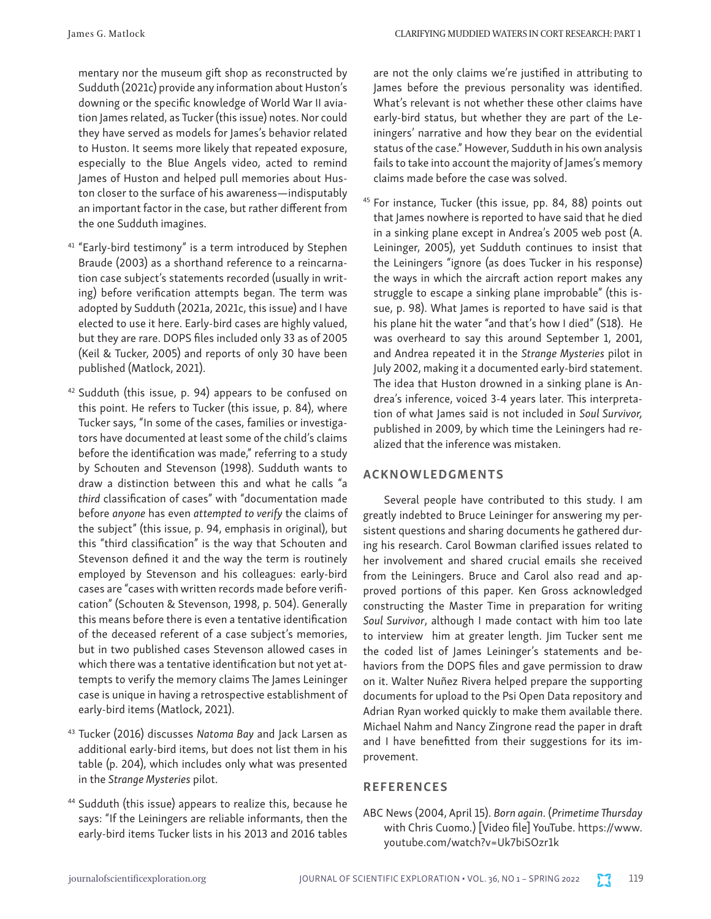mentary nor the museum gift shop as reconstructed by Sudduth (2021c) provide any information about Huston's downing or the specific knowledge of World War II aviation James related, as Tucker (this issue) notes. Nor could they have served as models for James's behavior related to Huston. It seems more likely that repeated exposure, especially to the Blue Angels video, acted to remind James of Huston and helped pull memories about Huston closer to the surface of his awareness—indisputably an important factor in the case, but rather different from the one Sudduth imagines.

[41] "Early-bird testimony" is a term introduced by Stephen Braude (2003) as a shorthand reference to a reincarnation case subject's statements recorded (usually in writing) before verification attempts began. The term was adopted by Sudduth (2021a, 2021c, this issue) and I have elected to use it here. Early-bird cases are highly valued, but they are rare. DOPS files included only 33 as of 2005 (Keil & Tucker, 2005) and reports of only 30 have been published (Matlock, 2021).

[42] Sudduth (this issue, p. 94) appears to be confused on this point. He refers to Tucker (this issue, p. 84), where Tucker says, "In some of the cases, families or investigators have documented at least some of the child's claims before the identification was made," referring to a study by Schouten and Stevenson (1998). Sudduth wants to draw a distinction between this and what he calls "a *third* classification of cases" with "documentation made before *anyone* has even *attempted to verify* the claims of the subject" (this issue, p. 94, emphasis in original), but this "third classification" is the way that Schouten and Stevenson defined it and the way the term is routinely employed by Stevenson and his colleagues: early-bird cases are "cases with written records made before verification" (Schouten & Stevenson, 1998, p. 504). Generally this means before there is even a tentative identification of the deceased referent of a case subject's memories, but in two published cases Stevenson allowed cases in which there was a tentative identification but not yet attempts to verify the memory claims The James Leininger case is unique in having a retrospective establishment of early-bird items (Matlock, 2021).

[43] Tucker (2016) discusses *Natoma Bay* and Jack Larsen as additional early-bird items, but does not list them in his table (p. 204), which includes only what was presented in the *Strange Mysteries* pilot.

[44] Sudduth (this issue) appears to realize this, because he says: "If the Leiningers are reliable informants, then the early-bird items Tucker lists in his 2013 and 2016 tables are not the only claims we're justified in attributing to James before the previous personality was identified. What's relevant is not whether these other claims have early-bird status, but whether they are part of the Leiningers' narrative and how they bear on the evidential status of the case." However, Sudduth in his own analysis fails to take into account the majority of James's memory claims made before the case was solved.

[45] For instance, Tucker (this issue, pp. 84, 88) points out that James nowhere is reported to have said that he died in a sinking plane except in Andrea's 2005 web post (A. Leininger, 2005), yet Sudduth continues to insist that the Leiningers "ignore (as does Tucker in his response) the ways in which the aircraft action report makes any struggle to escape a sinking plane improbable" (this issue, p. 98). What James is reported to have said is that his plane hit the water "and that's how I died" (S18). He was overheard to say this around September 1, 2001, and Andrea repeated it in the *Strange Mysteries* pilot in July 2002, making it a documented early-bird statement. The idea that Huston drowned in a sinking plane is Andrea's inference, voiced 3-4 years later. This interpretation of what James said is not included in *Soul Survivor,* published in 2009, by which time the Leiningers had realized that the inference was mistaken.

## ACKNOWLEDGMENTS

Several people have contributed to this study. I am greatly indebted to Bruce Leininger for answering my persistent questions and sharing documents he gathered during his research. Carol Bowman clarified issues related to her involvement and shared crucial emails she received from the Leiningers. Bruce and Carol also read and approved portions of this paper. Ken Gross acknowledged constructing the Master Time in preparation for writing *Soul Survivor*, although I made contact with him too late to interview him at greater length. Jim Tucker sent me the coded list of James Leininger's statements and behaviors from the DOPS files and gave permission to draw on it. Walter Nuñez Rivera helped prepare the supporting documents for upload to the Psi Open Data repository and Adrian Ryan worked quickly to make them available there. Michael Nahm and Nancy Zingrone read the paper in draft and I have benefitted from their suggestions for its improvement.

## REFERENCES

ABC News (2004, April 15). *Born again*. (*Primetime Thursday* with Chris Cuomo.) [Video file] YouTube. https://www.youtube.com/watch?v=Uk7biSOzr1k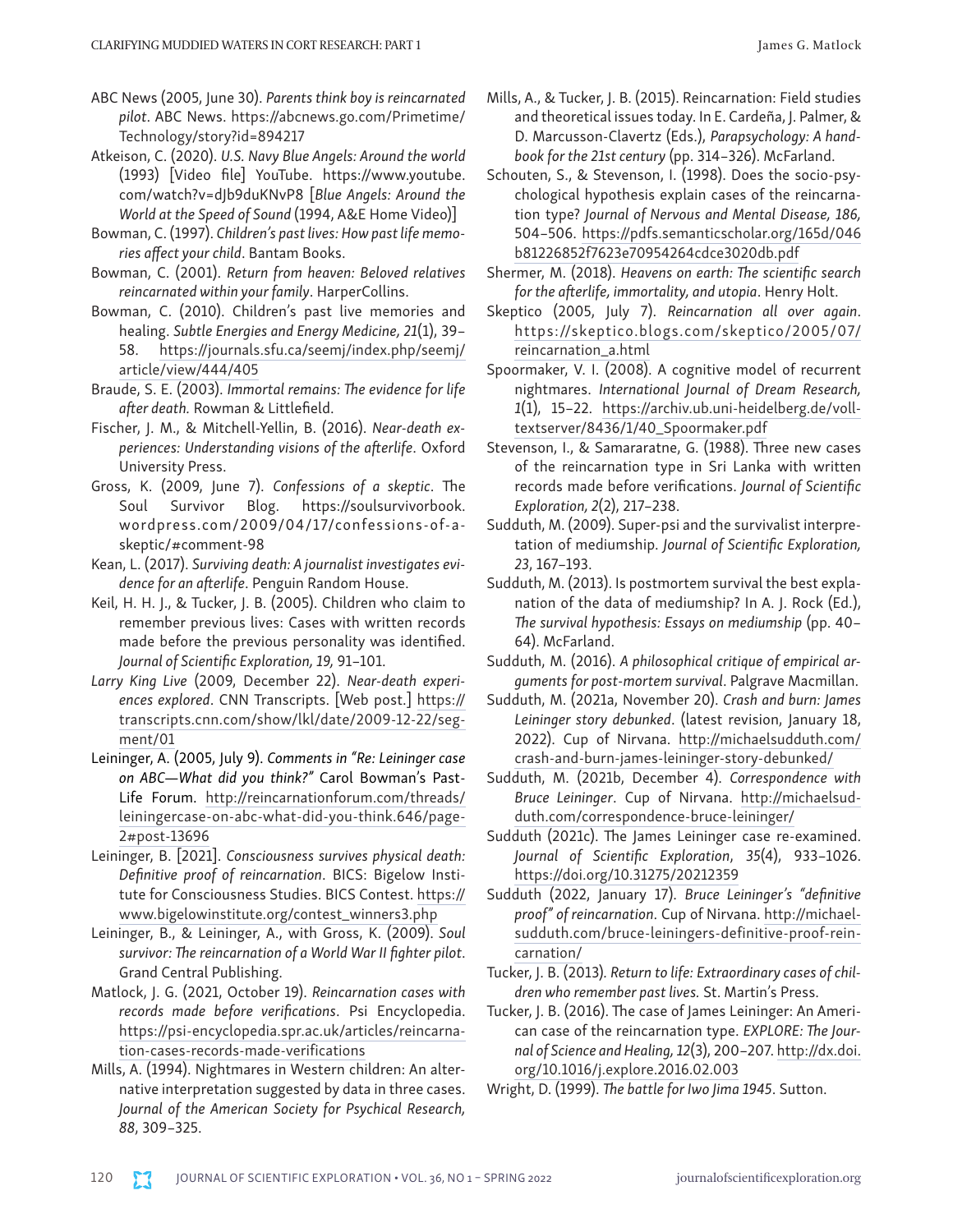ABC News (2005, June 30). *Parents think boy is reincarnated pilot*. ABC News. https://abcnews.go.com/Primetime/Technology/story?id=894217

Atkeison, C. (2020). *U.S. Navy Blue Angels: Around the world* (1993) [Video file] YouTube. https://www.youtube.com/watch?v=dJb9duKNvP8 [*Blue Angels: Around the World at the Speed of Sound* (1994, A&E Home Video)]

Bowman, C. (1997). *Children's past lives: How past life memories affect your child*. Bantam Books.

Bowman, C. (2001). *Return from heaven: Beloved relatives reincarnated within your family*. HarperCollins.

Bowman, C. (2010). Children's past live memories and healing. *Subtle Energies and Energy Medicine, 21*(1), 39–58. https://journals.sfu.ca/seemj/index.php/seemj/article/view/444/405

Braude, S. E. (2003). *Immortal remains: The evidence for life after death.* Rowman & Littlefield.

Fischer, J. M., & Mitchell-Yellin, B. (2016). *Near-death experiences: Understanding visions of the afterlife*. Oxford University Press.

Gross, K. (2009, June 7). *Confessions of a skeptic*. The Soul Survivor Blog. https://soulsurvivorbook.wordpress.com/2009/04/17/confessions-of-a-skeptic/#comment-98

Kean, L. (2017). *Surviving death: A journalist investigates evidence for an afterlife*. Penguin Random House.

Keil, H. H. J., & Tucker, J. B. (2005). Children who claim to remember previous lives: Cases with written records made before the previous personality was identified. *Journal of Scientific Exploration, 19,* 91–101.

*Larry King Live* (2009, December 22). *Near-death experiences explored*. CNN Transcripts. [Web post.] https://transcripts.cnn.com/show/lkl/date/2009-12-22/segment/01

Leininger, A. (2005, July 9). *Comments in "Re: Leininger case on ABC—What did you think?"* Carol Bowman's Past-Life Forum. http://reincarnationforum.com/threads/leiningercase-on-abc-what-did-you-think.646/page-2#post-13696

Leininger, B. [2021]. *Consciousness survives physical death: Definitive proof of reincarnation*. BICS: Bigelow Institute for Consciousness Studies. BICS Contest. https://www.bigelowinstitute.org/contest_winners3.php

Leininger, B., & Leininger, A., with Gross, K. (2009). *Soul survivor: The reincarnation of a World War II fighter pilot*. Grand Central Publishing.

Matlock, J. G. (2021, October 19). *Reincarnation cases with records made before verifications*. Psi Encyclopedia. https://psi-encyclopedia.spr.ac.uk/articles/reincarnation-cases-records-made-verifications

Mills, A. (1994). Nightmares in Western children: An alternative interpretation suggested by data in three cases. *Journal of the American Society for Psychical Research, 88*, 309–325.

Mills, A., & Tucker, J. B. (2015). Reincarnation: Field studies and theoretical issues today. In E. Cardeña, J. Palmer, & D. Marcusson-Clavertz (Eds.), *Parapsychology: A handbook for the 21st century* (pp. 314–326). McFarland.

Schouten, S., & Stevenson, I. (1998). Does the socio-psychological hypothesis explain cases of the reincarnation type? *Journal of Nervous and Mental Disease, 186,* 504–506. https://pdfs.semanticscholar.org/165d/046b81226852f7623e70954264cdce3020db.pdf

Shermer, M. (2018). *Heavens on earth: The scientific search for the afterlife, immortality, and utopia*. Henry Holt.

Skeptico (2005, July 7). *Reincarnation all over again*. https://skeptico.blogs.com/skeptico/2005/07/reincarnation_a.html

Spoormaker, V. I. (2008). A cognitive model of recurrent nightmares. *International Journal of Dream Research, 1*(1), 15–22. https://archiv.ub.uni-heidelberg.de/volltextserver/8436/1/40_Spoormaker.pdf

Stevenson, I., & Samararatne, G. (1988). Three new cases of the reincarnation type in Sri Lanka with written records made before verifications. *Journal of Scientific Exploration, 2*(2), 217–238.

Sudduth, M. (2009). Super-psi and the survivalist interpretation of mediumship. *Journal of Scientific Exploration, 23*, 167–193.

Sudduth, M. (2013). Is postmortem survival the best explanation of the data of mediumship? In A. J. Rock (Ed.), *The survival hypothesis: Essays on mediumship* (pp. 40–64). McFarland.

Sudduth, M. (2016). *A philosophical critique of empirical arguments for post-mortem survival*. Palgrave Macmillan.

Sudduth, M. (2021a, November 20). *Crash and burn: James Leininger story debunked*. (latest revision, January 18, 2022). Cup of Nirvana. http://michaelsudduth.com/crash-and-burn-james-leininger-story-debunked/

Sudduth, M. (2021b, December 4). *Correspondence with Bruce Leininger*. Cup of Nirvana. http://michaelsudduth.com/correspondence-bruce-leininger/

Sudduth (2021c). The James Leininger case re-examined. *Journal of Scientific Exploration*, *35*(4), 933–1026. https://doi.org/10.31275/20212359

Sudduth (2022, January 17). *Bruce Leininger's "definitive proof" of reincarnation*. Cup of Nirvana. http://michaelsudduth.com/bruce-leiningers-definitive-proof-reincarnation/

Tucker, J. B. (2013). *Return to life: Extraordinary cases of children who remember past lives.* St. Martin's Press.

Tucker, J. B. (2016). The case of James Leininger: An American case of the reincarnation type. *EXPLORE: The Journal of Science and Healing, 12*(3), 200–207. http://dx.doi.org/10.1016/j.explore.2016.02.003

Wright, D. (1999). *The battle for Iwo Jima 1945*. Sutton.